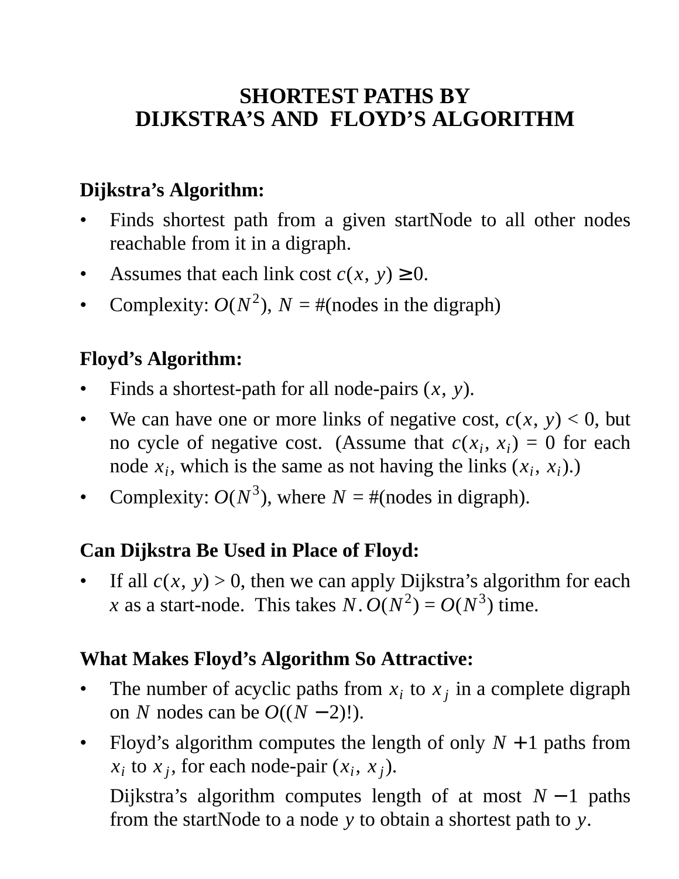# SHORTEST PATHS BY DIJKSTRA'S AND FLOYD'S ALGORITHM

**Dijkstra's Algorithm:**

- Finds shortest path from a given startNode to all other nodes reachable from it in a digraph.
- Assumes that each link cost $c(x, y) \geq 0$.
- Complexity: $O(N^2)$, $N$ = #(nodes in the digraph)

**Floyd's Algorithm:**

- Finds a shortest-path for all node-pairs $(x, y)$.
- We can have one or more links of negative cost, $c(x, y) < 0$, but no cycle of negative cost. (Assume that $c(x_i, x_i) = 0$ for each node $x_i$, which is the same as not having the links $(x_i, x_i)$.)
- Complexity: $O(N^3)$, where $N$ = #(nodes in digraph).

**Can Dijkstra Be Used in Place of Floyd:**

- If all $c(x, y) > 0$, then we can apply Dijkstra's algorithm for each $x$ as a start-node. This takes $N.O(N^2) = O(N^3)$ time.

**What Makes Floyd's Algorithm So Attractive:**

- The number of acyclic paths from $x_i$ to $x_j$ in a complete digraph on $N$ nodes can be $O((N-2)!)$.
- Floyd's algorithm computes the length of only $N+1$ paths from $x_i$ to $x_j$, for each node-pair $(x_i, x_j)$.

  Dijkstra's algorithm computes length of at most $N-1$ paths from the startNode to a node $y$ to obtain a shortest path to $y$.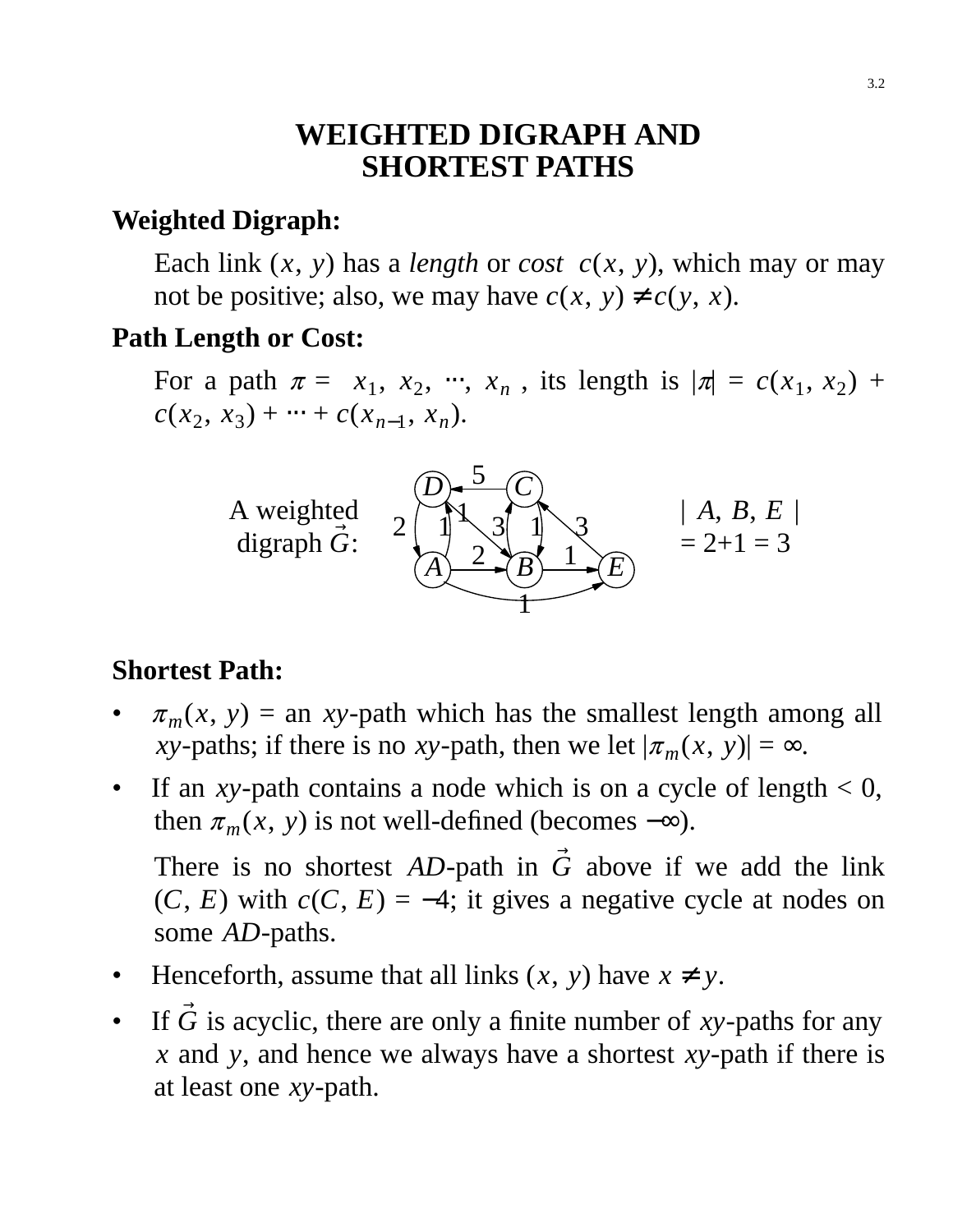# WEIGHTED DIGRAPH AND SHORTEST PATHS

**Weighted Digraph:**

Each link $(x, y)$ has a *length* or *cost* $c(x, y)$, which may or may not be positive; also, we may have $c(x, y) \neq c(y, x)$.

**Path Length or Cost:**

For a path $\pi = \langle x_1, x_2, \cdots, x_n \rangle$, its length is $|\pi| = c(x_1, x_2) + c(x_2, x_3) + \cdots + c(x_{n-1}, x_n)$.

A weighted digraph $\vec{G}$:

$|\langle A, B, E \rangle| = 2+1 = 3$

**Shortest Path:**

- $\pi_m(x, y)$ = an $xy$-path which has the smallest length among all $xy$-paths; if there is no $xy$-path, then we let $|\pi_m(x, y)| = \infty$.
- If an $xy$-path contains a node which is on a cycle of length < 0, then $\pi_m(x, y)$ is not well-defined (becomes $-\infty$).

  There is no shortest $AD$-path in $\vec{G}$ above if we add the link $(C, E)$ with $c(C, E) = -4$; it gives a negative cycle at nodes on some $AD$-paths.
- Henceforth, assume that all links $(x, y)$ have $x \neq y$.
- If $\vec{G}$ is acyclic, there are only a finite number of $xy$-paths for any $x$ and $y$, and hence we always have a shortest $xy$-path if there is at least one $xy$-path.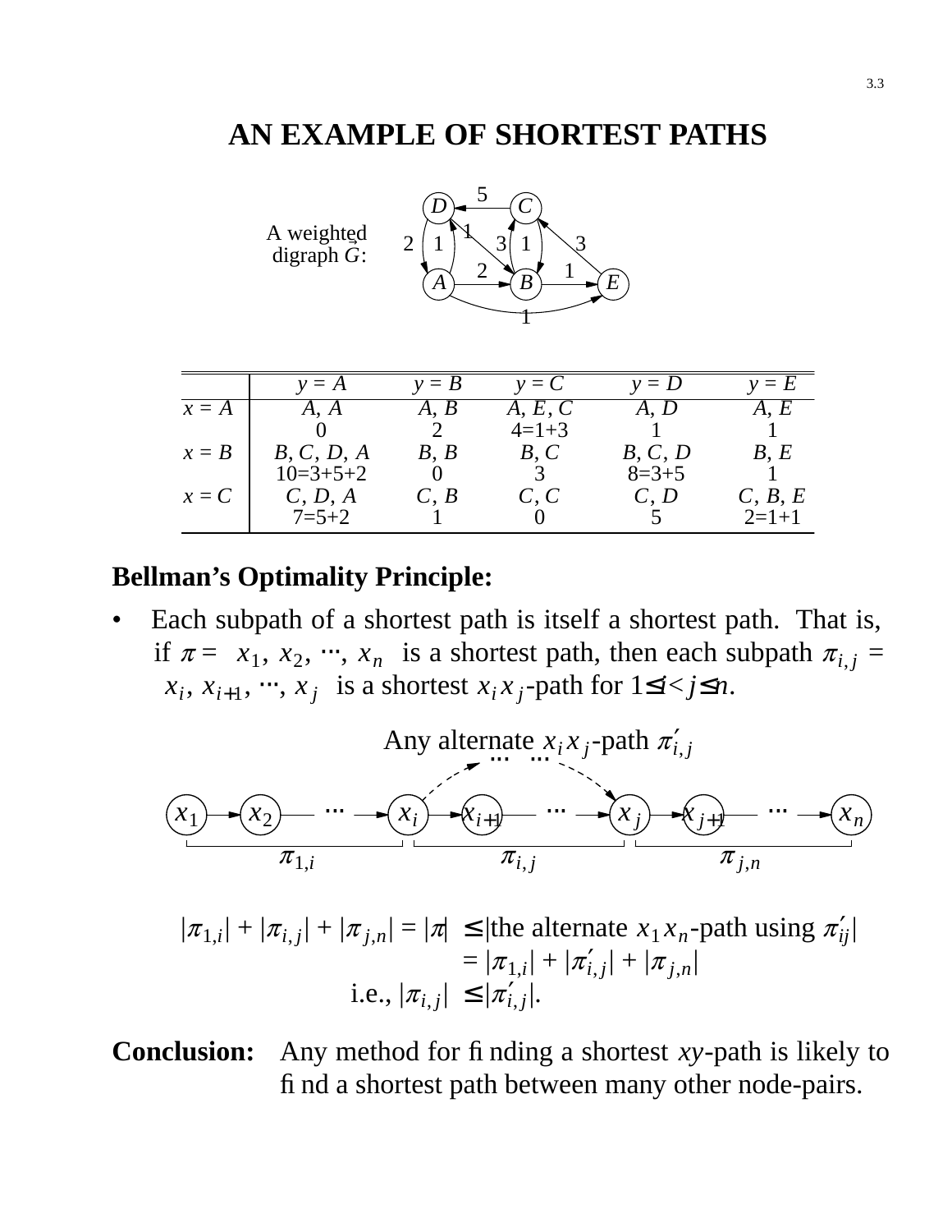# AN EXAMPLE OF SHORTEST PATHS

A weighted digraph $\vec{G}$:

|  | $y = A$ | $y = B$ | $y = C$ | $y = D$ | $y = E$ |
|---|---|---|---|---|---|
| $x = A$ | $\langle A, A \rangle$<br>0 | $\langle A, B \rangle$<br>2 | $\langle A, E, C \rangle$<br>4=1+3 | $\langle A, D \rangle$<br>1 | $\langle A, E \rangle$<br>1 |
| $x = B$ | $\langle B, C, D, A \rangle$<br>10=3+5+2 | $\langle B, B \rangle$<br>0 | $\langle B, C \rangle$<br>3 | $\langle B, C, D \rangle$<br>8=3+5 | $\langle B, E \rangle$<br>1 |
| $x = C$ | $\langle C, D, A \rangle$<br>7=5+2 | $\langle C, B \rangle$<br>1 | $\langle C, C \rangle$<br>0 | $\langle C, D \rangle$<br>5 | $\langle C, B, E \rangle$<br>2=1+1 |

**Bellman's Optimality Principle:**

- Each subpath of a shortest path is itself a shortest path. That is, if $\pi = \langle x_1, x_2, \cdots, x_n \rangle$ is a shortest path, then each subpath $\pi_{i,j} = \langle x_i, x_{i+1}, \cdots, x_j \rangle$ is a shortest $x_i x_j$-path for $1 \le i < j \le n$.

Any alternate $x_i x_j$-path $\pi'_{i,j}$

$$|\pi_{1,i}| + |\pi_{i,j}| + |\pi_{j,n}| = |\pi| \le |\text{the alternate } x_1 x_n\text{-path using } \pi'_{ij}|$$
$$= |\pi_{1,i}| + |\pi'_{i,j}| + |\pi_{j,n}|$$
$$\text{i.e., } |\pi_{i,j}| \le |\pi'_{i,j}|.$$

**Conclusion:** Any method for finding a shortest $xy$-path is likely to find a shortest path between many other node-pairs.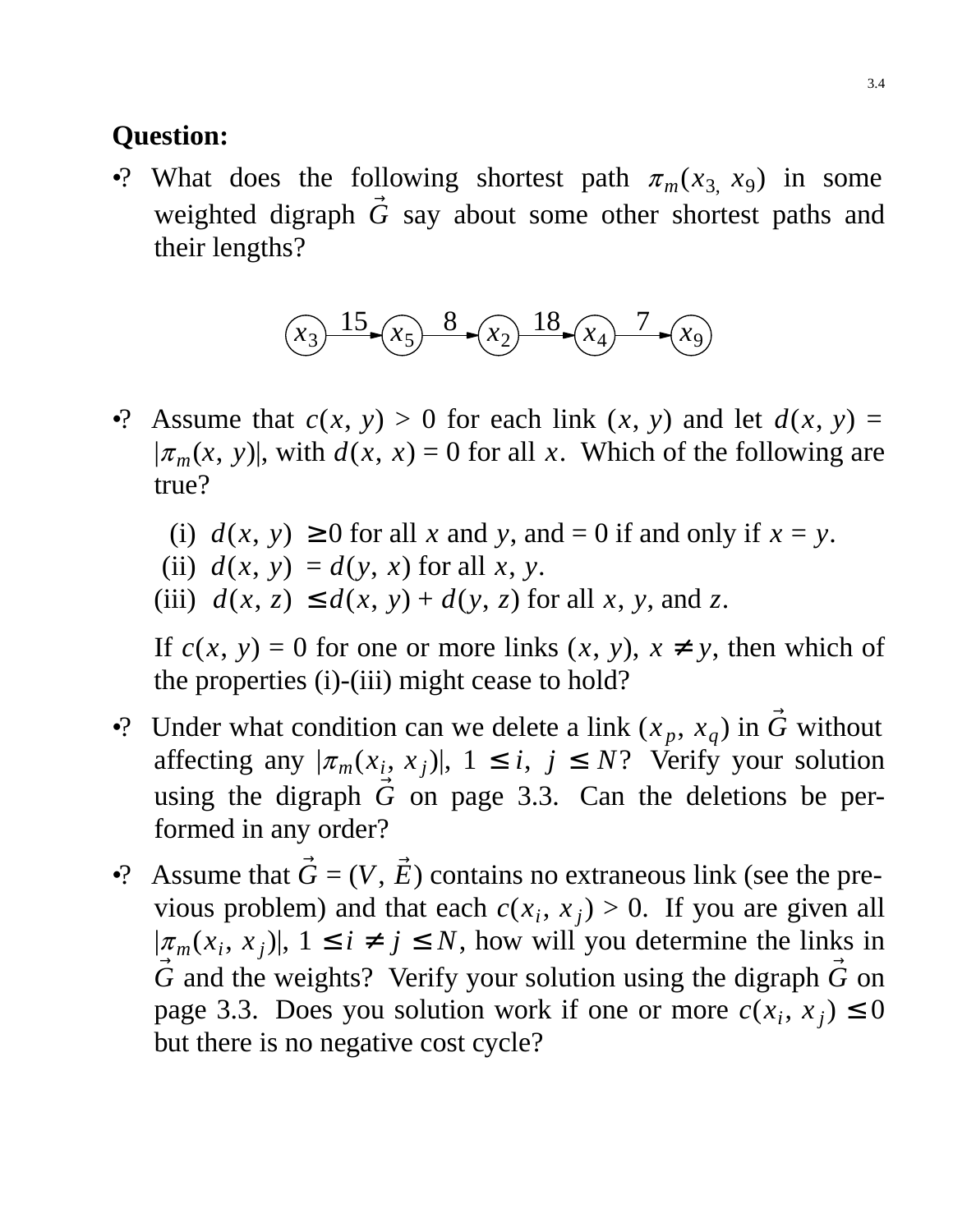**Question:**

•? What does the following shortest path $\pi_m(x_3, x_9)$ in some weighted digraph $\vec{G}$ say about some other shortest paths and their lengths?

$$x_3 \xrightarrow{15} x_5 \xrightarrow{8} x_2 \xrightarrow{18} x_4 \xrightarrow{7} x_9$$

•? Assume that $c(x, y) > 0$ for each link $(x, y)$ and let $d(x, y) = |\pi_m(x, y)|$, with $d(x, x) = 0$ for all $x$. Which of the following are true?

(i) $d(x, y) \geq 0$ for all $x$ and $y$, and $= 0$ if and only if $x = y$.
(ii) $d(x, y) = d(y, x)$ for all $x$, $y$.
(iii) $d(x, z) \leq d(x, y) + d(y, z)$ for all $x$, $y$, and $z$.

If $c(x, y) = 0$ for one or more links $(x, y)$, $x \neq y$, then which of the properties (i)-(iii) might cease to hold?

•? Under what condition can we delete a link $(x_p, x_q)$ in $\vec{G}$ without affecting any $|\pi_m(x_i, x_j)|$, $1 \leq i, j \leq N$? Verify your solution using the digraph $\vec{G}$ on page 3.3. Can the deletions be performed in any order?

•? Assume that $\vec{G} = (V, \vec{E})$ contains no extraneous link (see the previous problem) and that each $c(x_i, x_j) > 0$. If you are given all $|\pi_m(x_i, x_j)|$, $1 \leq i \neq j \leq N$, how will you determine the links in $\vec{G}$ and the weights? Verify your solution using the digraph $\vec{G}$ on page 3.3. Does you solution work if one or more $c(x_i, x_j) \leq 0$ but there is no negative cost cycle?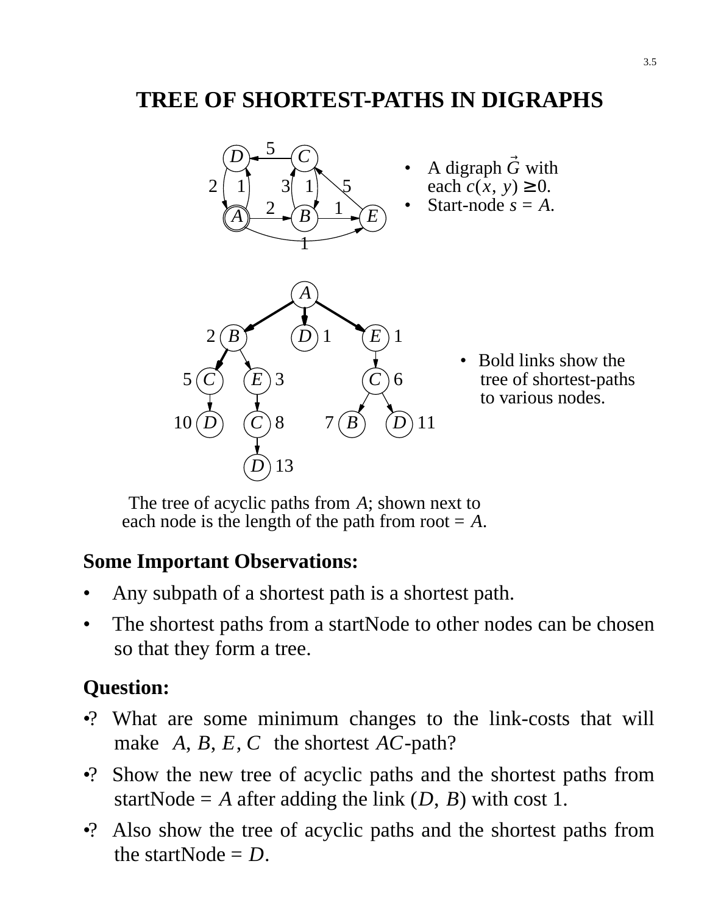# TREE OF SHORTEST-PATHS IN DIGRAPHS

- A digraph $\vec{G}$ with each $c(x, y) \geq 0$.
- Start-node $s = A$.

- Bold links show the tree of shortest-paths to various nodes.

The tree of acyclic paths from $A$; shown next to each node is the length of the path from root = $A$.

## Some Important Observations:

- Any subpath of a shortest path is a shortest path.
- The shortest paths from a startNode to other nodes can be chosen so that they form a tree.

## Question:

•? What are some minimum changes to the link-costs that will make $A$, $B$, $E$, $C$ the shortest $AC$-path?

•? Show the new tree of acyclic paths and the shortest paths from startNode = $A$ after adding the link $(D, B)$ with cost 1.

•? Also show the tree of acyclic paths and the shortest paths from the startNode = $D$.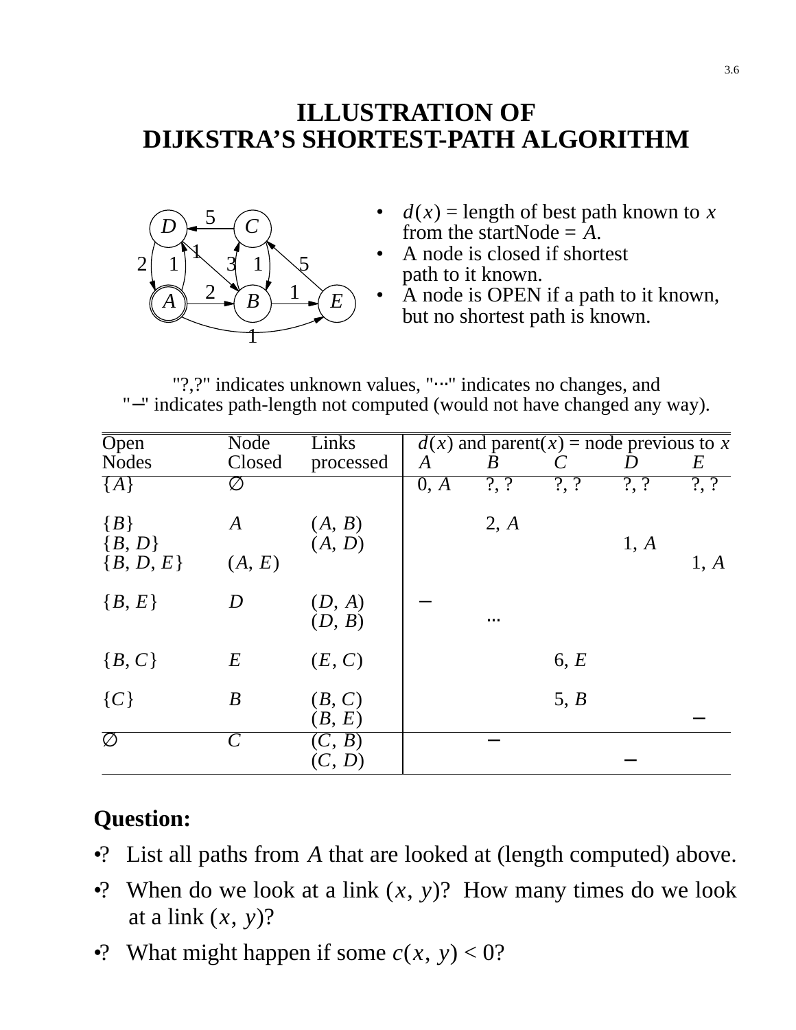# ILLUSTRATION OF DIJKSTRA'S SHORTEST-PATH ALGORITHM

- $d(x)$ = length of best path known to $x$ from the startNode = $A$.
- A node is closed if shortest path to it known.
- A node is OPEN if a path to it known, but no shortest path is known.

"?,?" indicates unknown values, "⋯" indicates no changes, and "−" indicates path-length not computed (would not have changed any way).

| Open Nodes | Node Closed | Links processed | $d(x)$ and parent($x$) = node previous to $x$: $A$ | $B$ | $C$ | $D$ | $E$ |
|---|---|---|---|---|---|---|---|
| $\{A\}$ | ∅ | | 0, $A$ | ?, ? | ?, ? | ?, ? | ?, ? |
| $\{B\}$ | $A$ | $(A, B)$ | | 2, $A$ | | | |
| $\{B, D\}$ | | $(A, D)$ | | | | 1, $A$ | |
| $\{B, D, E\}$ | $(A, E)$ | | | | | | 1, $A$ |
| $\{B, E\}$ | $D$ | $(D, A)$ | − | | | | |
| | | $(D, B)$ | | ⋯ | | | |
| $\{B, C\}$ | $E$ | $(E, C)$ | | | 6, $E$ | | |
| $\{C\}$ | $B$ | $(B, C)$ | | | 5, $B$ | | |
| | | $(B, E)$ | | | | | − |
| ∅ | $C$ | $(C, B)$ | | − | | | |
| | | $(C, D)$ | | | | − | |

**Question:**

- ? List all paths from $A$ that are looked at (length computed) above.
- ? When do we look at a link $(x, y)$? How many times do we look at a link $(x, y)$?
- ? What might happen if some $c(x, y) < 0$?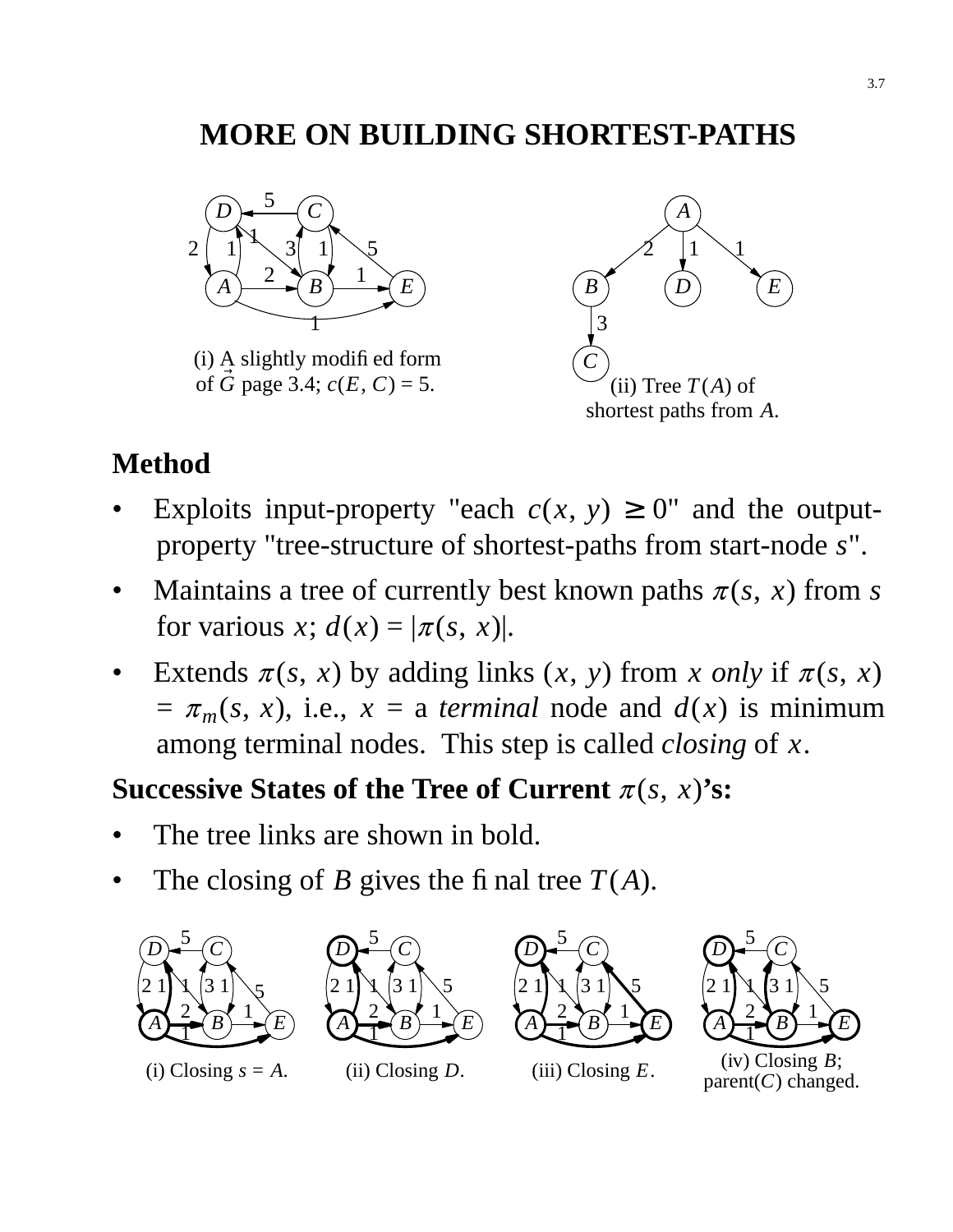# MORE ON BUILDING SHORTEST-PATHS

(i) A slightly modified form of $\vec{G}$ page 3.4; $c(E, C) = 5$.

(ii) Tree $T(A)$ of shortest paths from $A$.

## Method

- Exploits input-property "each $c(x, y) \geq 0$" and the output-property "tree-structure of shortest-paths from start-node $s$".
- Maintains a tree of currently best known paths $\pi(s, x)$ from $s$ for various $x$; $d(x) = |\pi(s, x)|$.
- Extends $\pi(s, x)$ by adding links $(x, y)$ from $x$ *only* if $\pi(s, x) = \pi_m(s, x)$, i.e., $x$ = a *terminal* node and $d(x)$ is minimum among terminal nodes. This step is called *closing* of $x$.

## Successive States of the Tree of Current $\pi(s, x)$'s:

- The tree links are shown in bold.
- The closing of $B$ gives the final tree $T(A)$.

(i) Closing $s = A$.

(ii) Closing $D$.

(iii) Closing $E$.

(iv) Closing $B$; parent($C$) changed.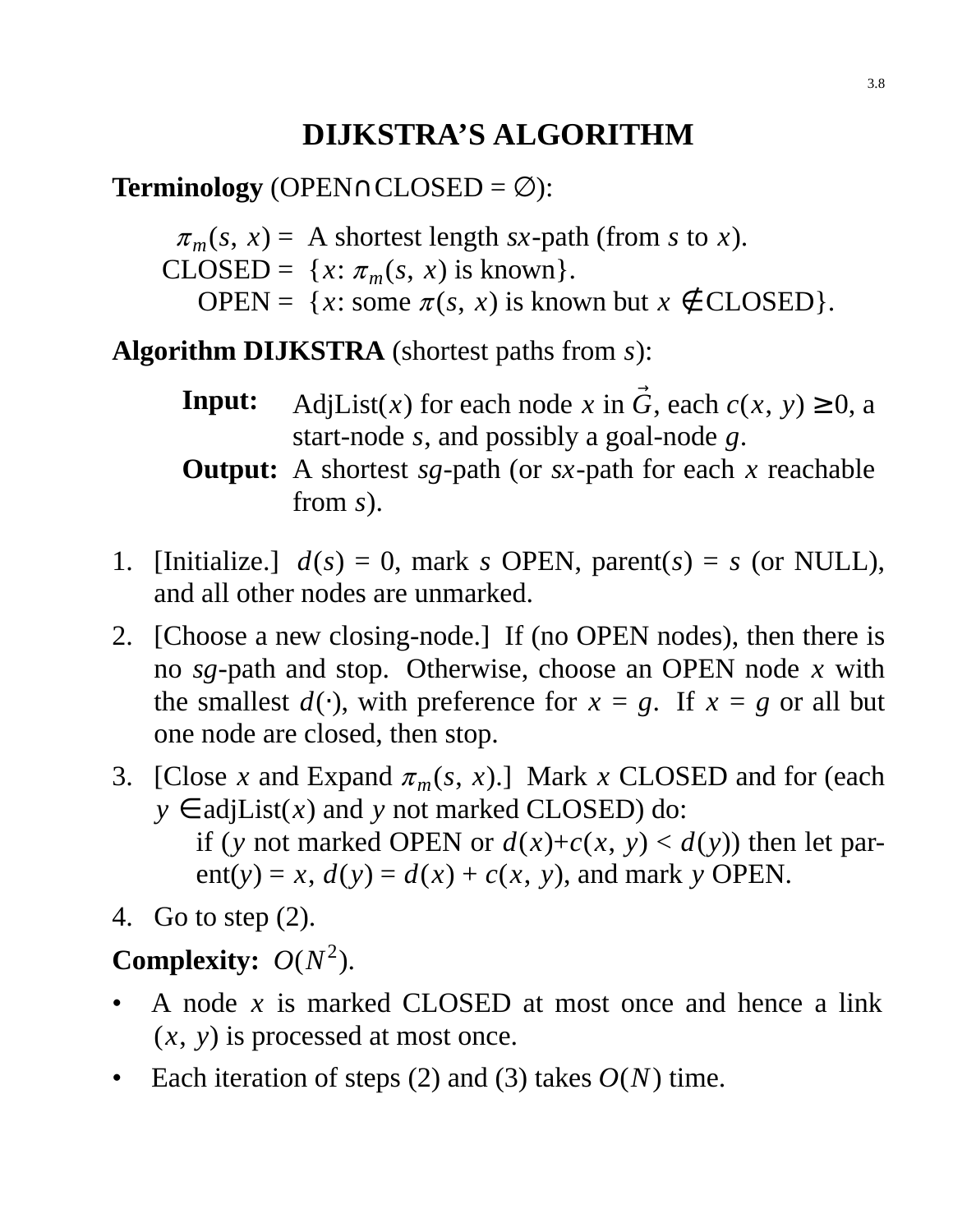# DIJKSTRA'S ALGORITHM

**Terminology** (OPEN∩CLOSED = ∅):

$\pi_m(s, x)$ = A shortest length *sx*-path (from *s* to *x*).
CLOSED = $\{x$: $\pi_m(s, x)$ is known$\}$.
OPEN = $\{x$: some $\pi(s, x)$ is known but $x \notin$ CLOSED$\}$.

**Algorithm DIJKSTRA** (shortest paths from *s*):

**Input:** AdjList($x$) for each node $x$ in $\vec{G}$, each $c(x, y) \geq 0$, a start-node $s$, and possibly a goal-node $g$.
**Output:** A shortest *sg*-path (or *sx*-path for each $x$ reachable from $s$).

1. [Initialize.] $d(s) = 0$, mark $s$ OPEN, parent($s$) = $s$ (or NULL), and all other nodes are unmarked.
2. [Choose a new closing-node.] If (no OPEN nodes), then there is no *sg*-path and stop. Otherwise, choose an OPEN node $x$ with the smallest $d(\cdot)$, with preference for $x = g$. If $x = g$ or all but one node are closed, then stop.
3. [Close $x$ and Expand $\pi_m(s, x)$.] Mark $x$ CLOSED and for (each $y \in$ adjList($x$) and $y$ not marked CLOSED) do:
   if ($y$ not marked OPEN or $d(x)+c(x, y) < d(y)$) then let parent($y$) = $x$, $d(y) = d(x) + c(x, y)$, and mark $y$ OPEN.
4. Go to step (2).

**Complexity:** $O(N^2)$.

- A node $x$ is marked CLOSED at most once and hence a link $(x, y)$ is processed at most once.
- Each iteration of steps (2) and (3) takes $O(N)$ time.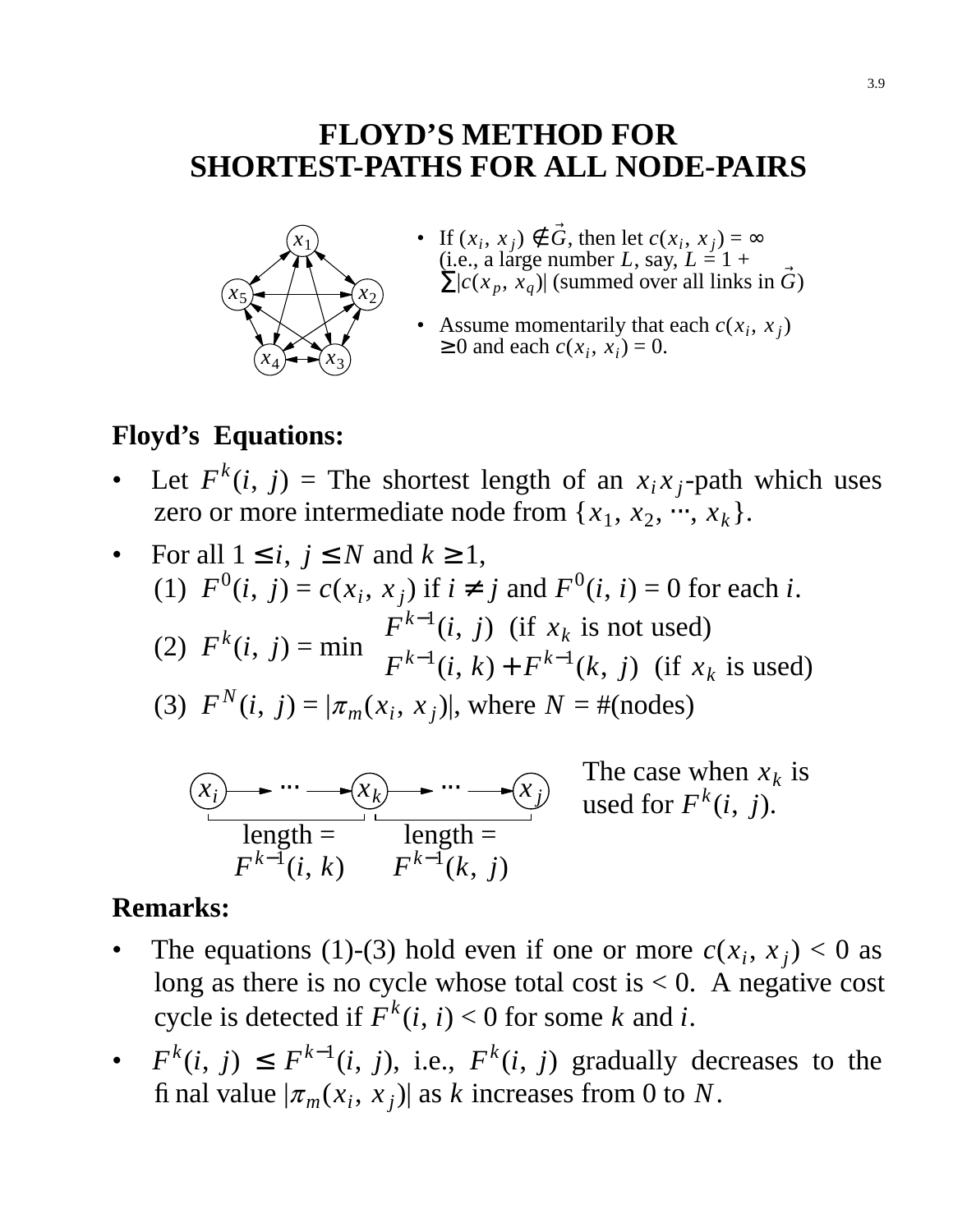# FLOYD'S METHOD FOR SHORTEST-PATHS FOR ALL NODE-PAIRS

- If $(x_i, x_j) \notin \vec{G}$, then let $c(x_i, x_j) = \infty$ (i.e., a large number $L$, say, $L = 1 + \sum|c(x_p, x_q)|$ (summed over all links in $\vec{G}$)
- Assume momentarily that each $c(x_i, x_j) \geq 0$ and each $c(x_i, x_i) = 0$.

**Floyd's Equations:**

- Let $F^k(i, j)$ = The shortest length of an $x_i x_j$-path which uses zero or more intermediate node from $\{x_1, x_2, \cdots, x_k\}$.
- For all $1 \leq i, j \leq N$ and $k \geq 1$,
  (1) $F^0(i, j) = c(x_i, x_j)$ if $i \neq j$ and $F^0(i, i) = 0$ for each $i$.
  (2) $F^k(i, j) = \min \begin{cases} F^{k-1}(i, j) & \text{(if } x_k \text{ is not used)} \\ F^{k-1}(i, k) + F^{k-1}(k, j) & \text{(if } x_k \text{ is used)} \end{cases}$
  (3) $F^N(i, j) = |\pi_m(x_i, x_j)|$, where $N$ = #(nodes)

$x_i \rightarrow \cdots \rightarrow x_k \rightarrow \cdots \rightarrow x_j$, with length $= F^{k-1}(i, k)$ and length $= F^{k-1}(k, j)$

The case when $x_k$ is used for $F^k(i, j)$.

**Remarks:**

- The equations (1)-(3) hold even if one or more $c(x_i, x_j) < 0$ as long as there is no cycle whose total cost is < 0. A negative cost cycle is detected if $F^k(i, i) < 0$ for some $k$ and $i$.
- $F^k(i, j) \leq F^{k-1}(i, j)$, i.e., $F^k(i, j)$ gradually decreases to the final value $|\pi_m(x_i, x_j)|$ as $k$ increases from 0 to $N$.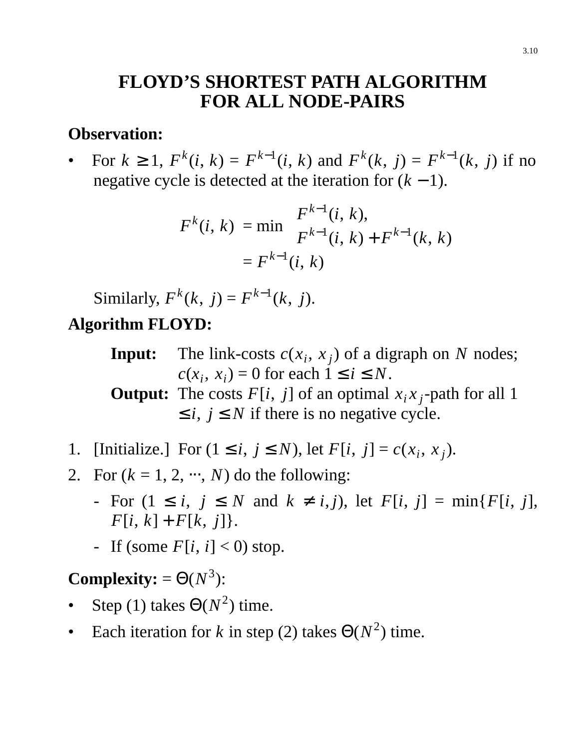# FLOYD'S SHORTEST PATH ALGORITHM FOR ALL NODE-PAIRS

**Observation:**

- For $k \geq 1$, $F^k(i, k) = F^{k-1}(i, k)$ and $F^k(k, j) = F^{k-1}(k, j)$ if no negative cycle is detected at the iteration for $(k-1)$.

$$
\begin{aligned}
F^k(i, k) &= \min \begin{cases} F^{k-1}(i, k), \\ F^{k-1}(i, k) + F^{k-1}(k, k) \end{cases} \\
&= F^{k-1}(i, k)
\end{aligned}
$$

  Similarly, $F^k(k, j) = F^{k-1}(k, j)$.

**Algorithm FLOYD:**

**Input:** The link-costs $c(x_i, x_j)$ of a digraph on $N$ nodes; $c(x_i, x_i) = 0$ for each $1 \leq i \leq N$.

**Output:** The costs $F[i, j]$ of an optimal $x_i x_j$-path for all $1 \leq i, j \leq N$ if there is no negative cycle.

1. [Initialize.] For $(1 \leq i, j \leq N)$, let $F[i, j] = c(x_i, x_j)$.
2. For $(k = 1, 2, \cdots, N)$ do the following:
   - For $(1 \leq i, j \leq N$ and $k \neq i, j)$, let $F[i, j] = \min\{F[i, j], F[i, k] + F[k, j]\}$.
   - If (some $F[i, i] < 0$) stop.

**Complexity:** $= \Theta(N^3)$:

- Step (1) takes $\Theta(N^2)$ time.
- Each iteration for $k$ in step (2) takes $\Theta(N^2)$ time.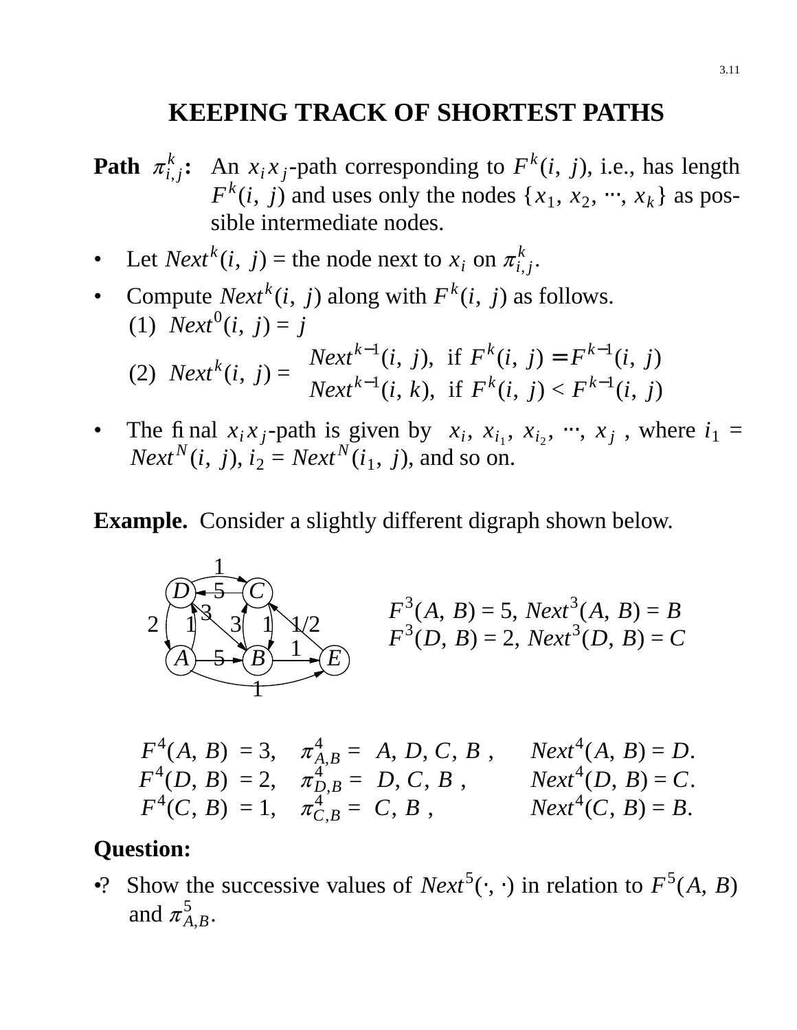# KEEPING TRACK OF SHORTEST PATHS

**Path $\pi^k_{i,j}$:** An $x_i x_j$-path corresponding to $F^k(i, j)$, i.e., has length $F^k(i, j)$ and uses only the nodes $\{x_1, x_2, \cdots, x_k\}$ as possible intermediate nodes.

- Let $Next^k(i, j)$ = the node next to $x_i$ on $\pi^k_{i,j}$.
- Compute $Next^k(i, j)$ along with $F^k(i, j)$ as follows.

  (1) $Next^0(i, j) = j$

  (2) $Next^k(i, j) = \begin{cases} Next^{k-1}(i, j), & \text{if } F^k(i, j) = F^{k-1}(i, j) \\ Next^{k-1}(i, k), & \text{if } F^k(i, j) < F^{k-1}(i, j) \end{cases}$

- The final $x_i x_j$-path is given by $\langle x_i, x_{i_1}, x_{i_2}, \cdots, x_j \rangle$, where $i_1 = Next^N(i, j)$, $i_2 = Next^N(i_1, j)$, and so on.

**Example.** Consider a slightly different digraph shown below.

$F^3(A, B) = 5$, $Next^3(A, B) = B$
$F^3(D, B) = 2$, $Next^3(D, B) = C$

$F^4(A, B) = 3$, $\pi^4_{A,B} = \langle A, D, C, B \rangle$, $Next^4(A, B) = D$.
$F^4(D, B) = 2$, $\pi^4_{D,B} = \langle D, C, B \rangle$, $Next^4(D, B) = C$.
$F^4(C, B) = 1$, $\pi^4_{C,B} = \langle C, B \rangle$, $Next^4(C, B) = B$.

**Question:**

•? Show the successive values of $Next^5(\cdot, \cdot)$ in relation to $F^5(A, B)$ and $\pi^5_{A,B}$.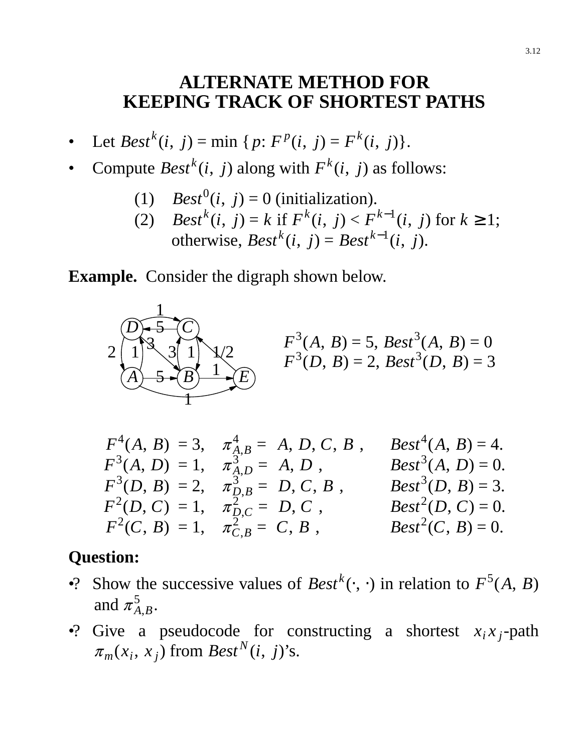# ALTERNATE METHOD FOR KEEPING TRACK OF SHORTEST PATHS

- Let $Best^k(i, j) = \min\{p: F^p(i, j) = F^k(i, j)\}$.
- Compute $Best^k(i, j)$ along with $F^k(i, j)$ as follows:

  (1) $Best^0(i, j) = 0$ (initialization).
  
  (2) $Best^k(i, j) = k$ if $F^k(i, j) < F^{k-1}(i, j)$ for $k \geq 1$; otherwise, $Best^k(i, j) = Best^{k-1}(i, j)$.

**Example.** Consider the digraph shown below.

$F^3(A, B) = 5$, $Best^3(A, B) = 0$

$F^3(D, B) = 2$, $Best^3(D, B) = 3$

$F^4(A, B) = 3$, $\pi^4_{A,B} = \langle A, D, C, B \rangle$, $Best^4(A, B) = 4$.

$F^3(A, D) = 1$, $\pi^3_{A,D} = \langle A, D \rangle$, $Best^3(A, D) = 0$.

$F^3(D, B) = 2$, $\pi^3_{D,B} = \langle D, C, B \rangle$, $Best^3(D, B) = 3$.

$F^2(D, C) = 1$, $\pi^2_{D,C} = \langle D, C \rangle$, $Best^2(D, C) = 0$.

$F^2(C, B) = 1$, $\pi^2_{C,B} = \langle C, B \rangle$, $Best^2(C, B) = 0$.

**Question:**

- ? Show the successive values of $Best^k(\cdot, \cdot)$ in relation to $F^5(A, B)$ and $\pi^5_{A,B}$.
- ? Give a pseudocode for constructing a shortest $x_i x_j$-path $\pi_m(x_i, x_j)$ from $Best^N(i, j)$'s.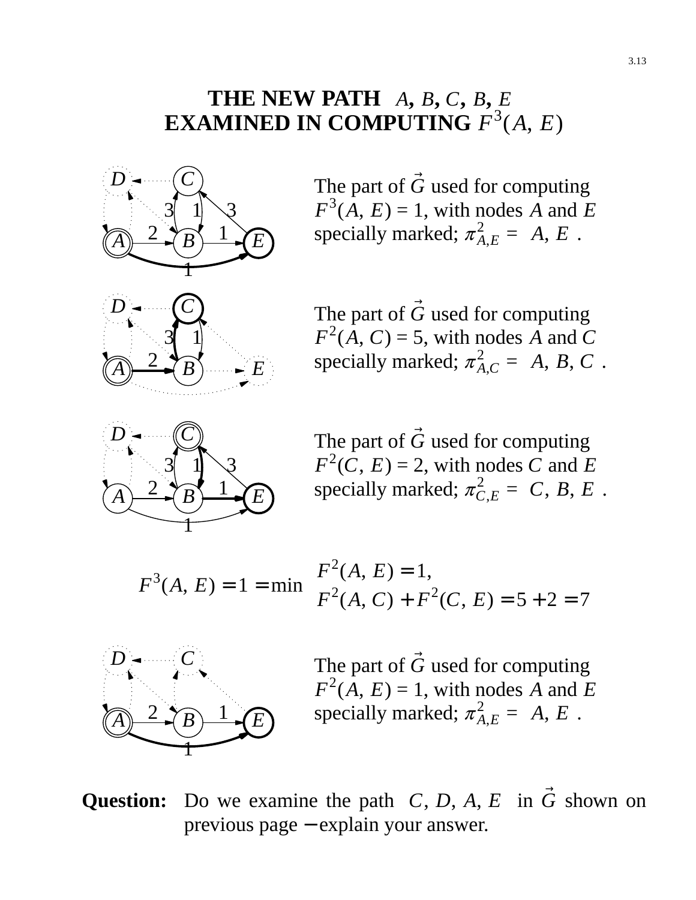# THE NEW PATH ⟨*A*, *B*, *C*, *B*, *E*⟩ EXAMINED IN COMPUTING $F^3(A, E)$

The part of $\vec{G}$ used for computing $F^3(A, E) = 1$, with nodes $A$ and $E$ specially marked; $\pi^2_{A,E} = \langle A, E \rangle$.

The part of $\vec{G}$ used for computing $F^2(A, C) = 5$, with nodes $A$ and $C$ specially marked; $\pi^2_{A,C} = \langle A, B, C \rangle$.

The part of $\vec{G}$ used for computing $F^2(C, E) = 2$, with nodes $C$ and $E$ specially marked; $\pi^2_{C,E} = \langle C, B, E \rangle$.

$$F^3(A, E) = 1 = \min \begin{cases} F^2(A, E) = 1, \\ F^2(A, C) + F^2(C, E) = 5 + 2 = 7 \end{cases}$$

The part of $\vec{G}$ used for computing $F^2(A, E) = 1$, with nodes $A$ and $E$ specially marked; $\pi^2_{A,E} = \langle A, E \rangle$.

**Question:** Do we examine the path ⟨$C$, $D$, $A$, $E$⟩ in $\vec{G}$ shown on previous page − explain your answer.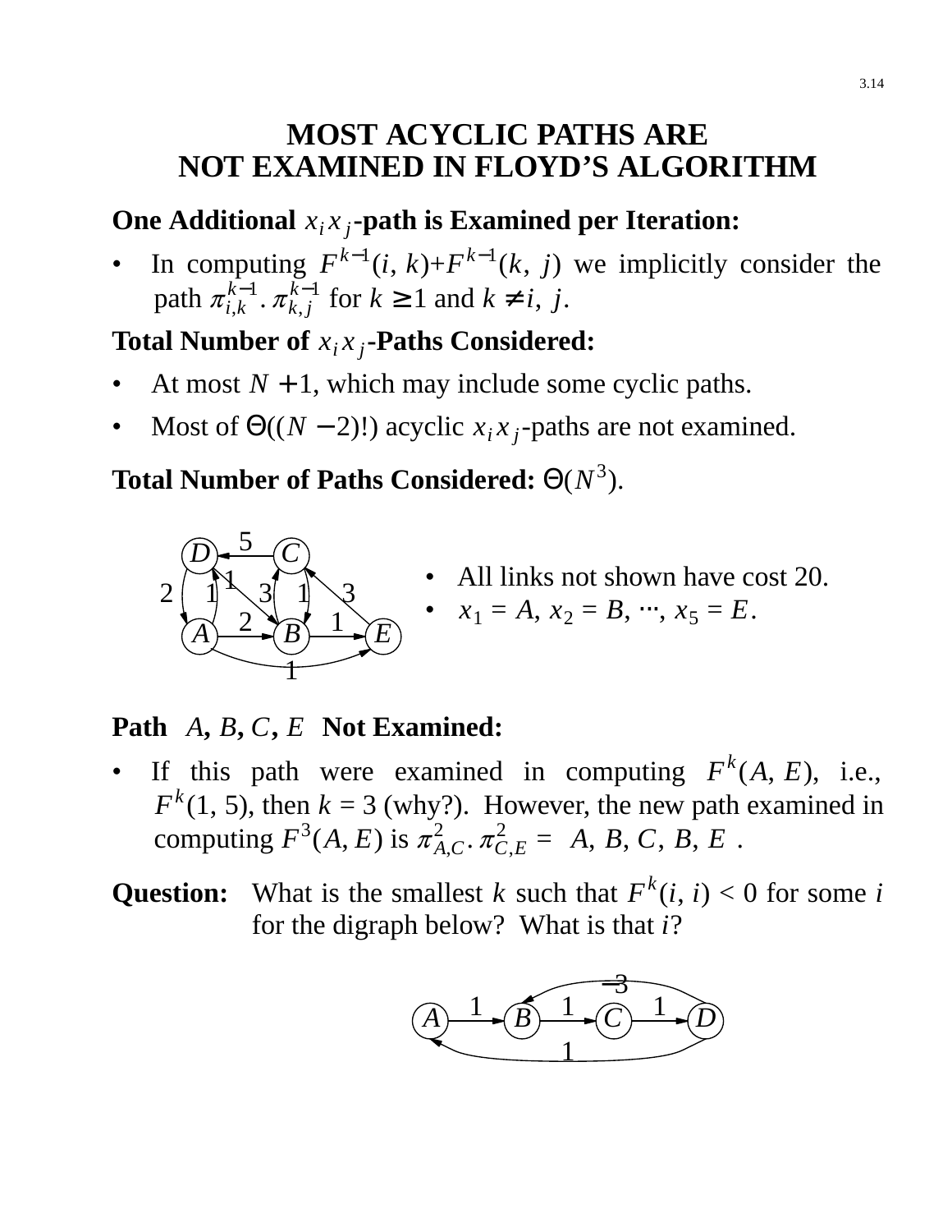# MOST ACYCLIC PATHS ARE NOT EXAMINED IN FLOYD'S ALGORITHM

**One Additional $x_i x_j$-path is Examined per Iteration:**

- In computing $F^{k-1}(i, k)+F^{k-1}(k, j)$ we implicitly consider the path $\pi^{k-1}_{i,k} . \pi^{k-1}_{k,j}$ for $k \geq 1$ and $k \neq i, j$.

**Total Number of $x_i x_j$-Paths Considered:**

- At most $N + 1$, which may include some cyclic paths.
- Most of $\Theta((N-2)!)$ acyclic $x_i x_j$-paths are not examined.

**Total Number of Paths Considered:** $\Theta(N^3)$.

- All links not shown have cost 20.
- $x_1 = A$, $x_2 = B$, $\cdots$, $x_5 = E$.

**Path $\langle A, B, C, E \rangle$ Not Examined:**

- If this path were examined in computing $F^k(A, E)$, i.e., $F^k(1, 5)$, then $k = 3$ (why?). However, the new path examined in computing $F^3(A, E)$ is $\pi^2_{A,C} . \pi^2_{C,E} = \langle A, B, C, B, E \rangle$.

**Question:** What is the smallest $k$ such that $F^k(i, i) < 0$ for some $i$ for the digraph below? What is that $i$?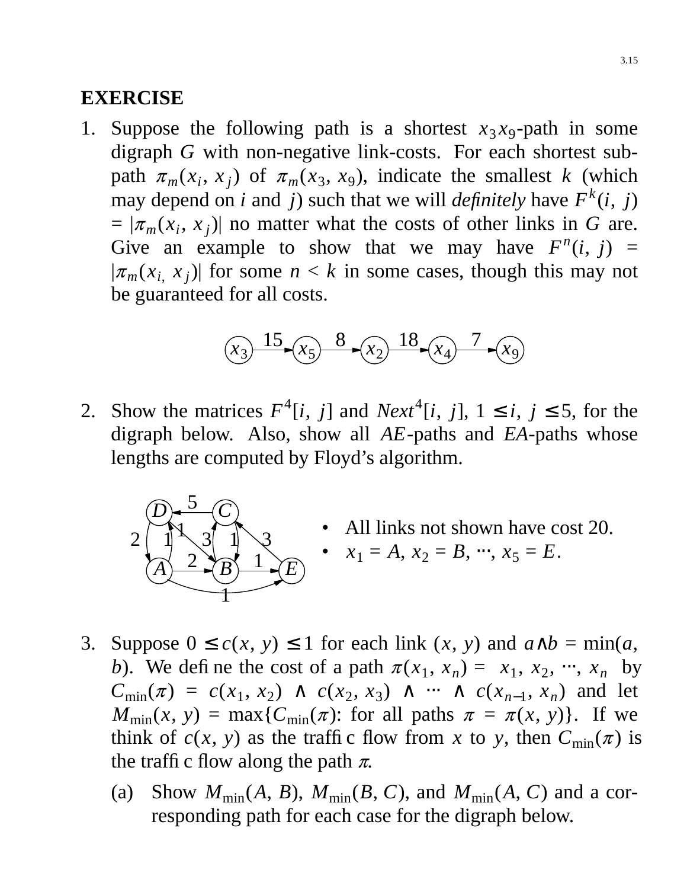## EXERCISE

1. Suppose the following path is a shortest $x_3x_9$-path in some digraph $G$ with non-negative link-costs. For each shortest sub-path $\pi_m(x_i, x_j)$ of $\pi_m(x_3, x_9)$, indicate the smallest $k$ (which may depend on $i$ and $j$) such that we will *definitely* have $F^k(i, j) = |\pi_m(x_i, x_j)|$ no matter what the costs of other links in $G$ are. Give an example to show that we may have $F^n(i, j) = |\pi_m(x_i, x_j)|$ for some $n < k$ in some cases, though this may not be guaranteed for all costs.

$$x_3 \xrightarrow{15} x_5 \xrightarrow{8} x_2 \xrightarrow{18} x_4 \xrightarrow{7} x_9$$

2. Show the matrices $F^4[i, j]$ and $Next^4[i, j]$, $1 \le i, j \le 5$, for the digraph below. Also, show all $AE$-paths and $EA$-paths whose lengths are computed by Floyd's algorithm.

   - All links not shown have cost 20.
   - $x_1 = A$, $x_2 = B$, $\cdots$, $x_5 = E$.

3. Suppose $0 \le c(x, y) \le 1$ for each link $(x, y)$ and $a \wedge b = \min(a, b)$. We define the cost of a path $\pi(x_1, x_n) = \langle x_1, x_2, \cdots, x_n \rangle$ by $C_{\min}(\pi) = c(x_1, x_2) \wedge c(x_2, x_3) \wedge \cdots \wedge c(x_{n-1}, x_n)$ and let $M_{\min}(x, y) = \max\{C_{\min}(\pi)\text{: for all paths } \pi = \pi(x, y)\}$. If we think of $c(x, y)$ as the traffic flow from $x$ to $y$, then $C_{\min}(\pi)$ is the traffic flow along the path $\pi$.

   (a) Show $M_{\min}(A, B)$, $M_{\min}(B, C)$, and $M_{\min}(A, C)$ and a corresponding path for each case for the digraph below.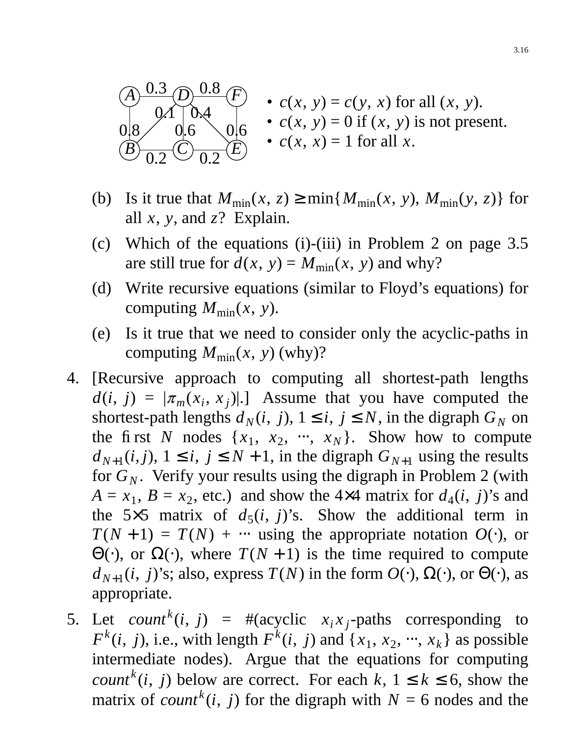- $c(x, y) = c(y, x)$ for all $(x, y)$.
- $c(x, y) = 0$ if $(x, y)$ is not present.
- $c(x, y) = 1$ for all $x$.

(b) Is it true that $M_{\min}(x, z) \geq \min\{M_{\min}(x, y), M_{\min}(y, z)\}$ for all $x$, $y$, and $z$? Explain.

(c) Which of the equations (i)-(iii) in Problem 2 on page 3.5 are still true for $d(x, y) = M_{\min}(x, y)$ and why?

(d) Write recursive equations (similar to Floyd's equations) for computing $M_{\min}(x, y)$.

(e) Is it true that we need to consider only the acyclic-paths in computing $M_{\min}(x, y)$ (why)?

4. [Recursive approach to computing all shortest-path lengths $d(i, j) = |\pi_m(x_i, x_j)|$.] Assume that you have computed the shortest-path lengths $d_N(i, j)$, $1 \leq i, j \leq N$, in the digraph $G_N$ on the first $N$ nodes $\{x_1, x_2, \cdots, x_N\}$. Show how to compute $d_{N+1}(i,j)$, $1 \leq i, j \leq N+1$, in the digraph $G_{N+1}$ using the results for $G_N$. Verify your results using the digraph in Problem 2 (with $A = x_1$, $B = x_2$, etc.) and show the 4×4 matrix for $d_4(i, j)$'s and the 5×5 matrix of $d_5(i, j)$'s. Show the additional term in $T(N+1) = T(N) + \cdots$ using the appropriate notation $O(\cdot)$, or $\Theta(\cdot)$, or $\Omega(\cdot)$, where $T(N+1)$ is the time required to compute $d_{N+1}(i, j)$'s; also, express $T(N)$ in the form $O(\cdot)$, $\Omega(\cdot)$, or $\Theta(\cdot)$, as appropriate.

5. Let $count^k(i, j)$ = #(acyclic $x_i x_j$-paths corresponding to $F^k(i, j)$, i.e., with length $F^k(i, j)$ and $\{x_1, x_2, \cdots, x_k\}$ as possible intermediate nodes). Argue that the equations for computing $count^k(i, j)$ below are correct. For each $k$, $1 \leq k \leq 6$, show the matrix of $count^k(i, j)$ for the digraph with $N = 6$ nodes and the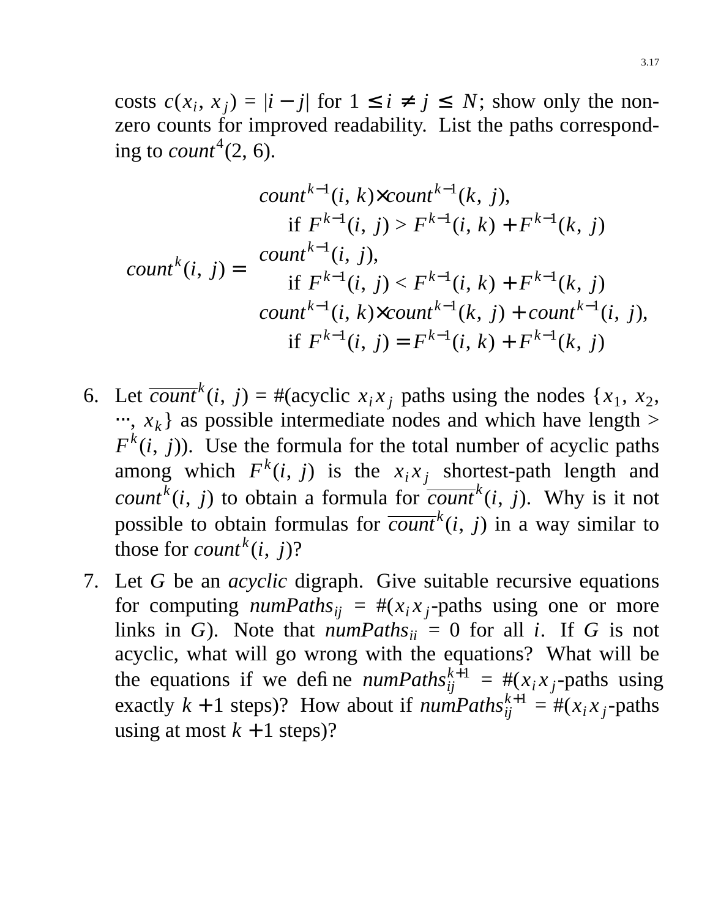costs $c(x_i, x_j) = |i - j|$ for $1 \le i \ne j \le N$; show only the non-zero counts for improved readability. List the paths corresponding to $count^4(2, 6)$.

$$count^k(i, j) = \begin{cases} count^{k-1}(i, k) \times count^{k-1}(k, j), \\ \quad \text{if } F^{k-1}(i, j) > F^{k-1}(i, k) + F^{k-1}(k, j) \\ count^{k-1}(i, j), \\ \quad \text{if } F^{k-1}(i, j) < F^{k-1}(i, k) + F^{k-1}(k, j) \\ count^{k-1}(i, k) \times count^{k-1}(k, j) + count^{k-1}(i, j), \\ \quad \text{if } F^{k-1}(i, j) = F^{k-1}(i, k) + F^{k-1}(k, j) \end{cases}$$

6. Let $\overline{count}^k(i, j)$ = #(acyclic $x_i x_j$ paths using the nodes $\{x_1, x_2, \cdots, x_k\}$ as possible intermediate nodes and which have length $> F^k(i, j)$). Use the formula for the total number of acyclic paths among which $F^k(i, j)$ is the $x_i x_j$ shortest-path length and $count^k(i, j)$ to obtain a formula for $\overline{count}^k(i, j)$. Why is it not possible to obtain formulas for $\overline{count}^k(i, j)$ in a way similar to those for $count^k(i, j)$?

7. Let $G$ be an *acyclic* digraph. Give suitable recursive equations for computing $numPaths_{ij}$ = #($x_i x_j$-paths using one or more links in $G$). Note that $numPaths_{ii} = 0$ for all $i$. If $G$ is not acyclic, what will go wrong with the equations? What will be the equations if we define $numPaths_{ij}^{k+1}$ = #($x_i x_j$-paths using exactly $k+1$ steps)? How about if $numPaths_{ij}^{k+1}$ = #($x_i x_j$-paths using at most $k+1$ steps)?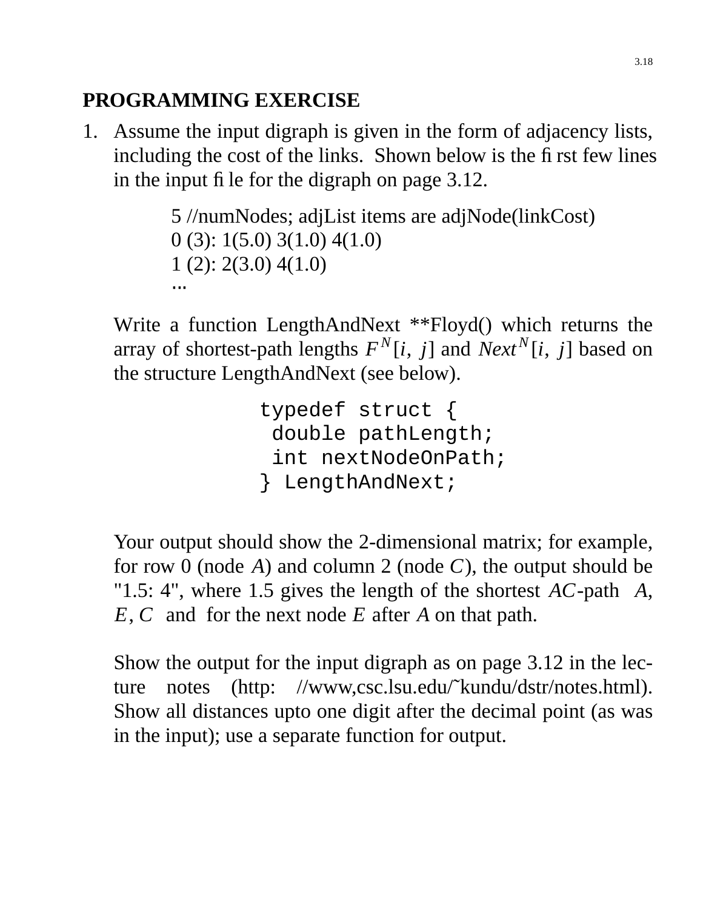## PROGRAMMING EXERCISE

1. Assume the input digraph is given in the form of adjacency lists, including the cost of the links. Shown below is the first few lines in the input file for the digraph on page 3.12.

   ```
   5 //numNodes; adjList items are adjNode(linkCost)
   0 (3): 1(5.0) 3(1.0) 4(1.0)
   1 (2): 2(3.0) 4(1.0)
   ...
   ```

   Write a function LengthAndNext **Floyd() which returns the array of shortest-path lengths $F^N[i, j]$ and $Next^N[i, j]$ based on the structure LengthAndNext (see below).

   ```
   typedef struct {
    double pathLength;
    int nextNodeOnPath;
   } LengthAndNext;
   ```

   Your output should show the 2-dimensional matrix; for example, for row 0 (node $A$) and column 2 (node $C$), the output should be "1.5: 4", where 1.5 gives the length of the shortest $AC$-path $\langle A, E, C \rangle$ and for the next node $E$ after $A$ on that path.

   Show the output for the input digraph as on page 3.12 in the lecture notes (http: //www,csc.lsu.edu/~kundu/dstr/notes.html). Show all distances upto one digit after the decimal point (as was in the input); use a separate function for output.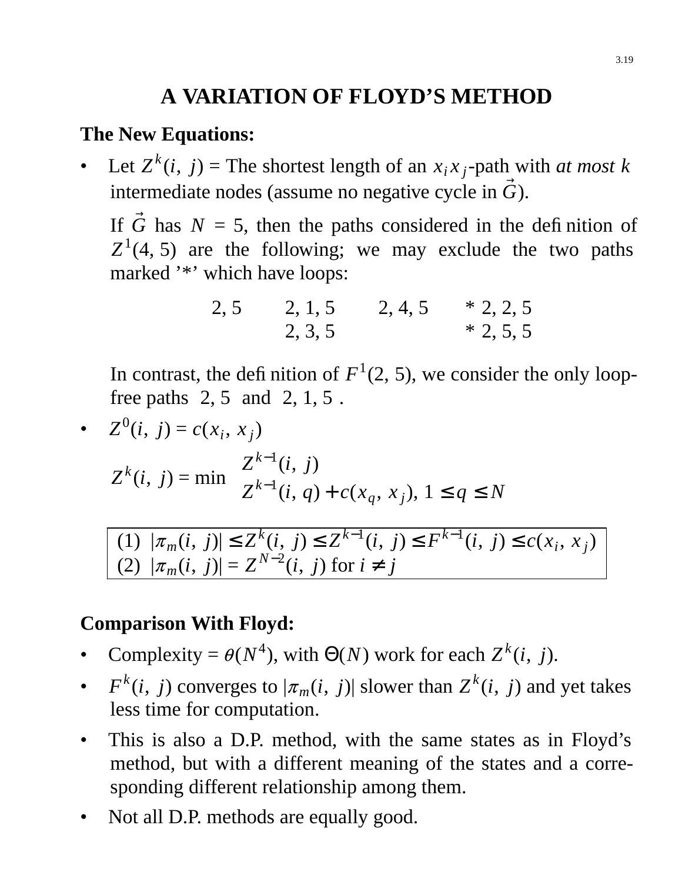# A VARIATION OF FLOYD'S METHOD

**The New Equations:**

- Let $Z^k(i, j)$ = The shortest length of an $x_i x_j$-path with *at most k* intermediate nodes (assume no negative cycle in $\vec{G}$).

  If $\vec{G}$ has $N = 5$, then the paths considered in the definition of $Z^1(4, 5)$ are the following; we may exclude the two paths marked '*' which have loops:

  | | | | |
  |---|---|---|---|
  | 2, 5 | 2, 1, 5 | 2, 4, 5 | * 2, 2, 5 |
  | | 2, 3, 5 | | * 2, 5, 5 |

  In contrast, the definition of $F^1(2, 5)$, we consider the only loop-free paths 2, 5 and 2, 1, 5 .

- $Z^0(i, j) = c(x_i, x_j)$

  $$Z^k(i, j) = \min \begin{cases} Z^{k-1}(i, j) \\ Z^{k-1}(i, q) + c(x_q, x_j), \; 1 \leq q \leq N \end{cases}$$

  > (1) $|\pi_m(i, j)| \leq Z^k(i, j) \leq Z^{k-1}(i, j) \leq F^{k-1}(i, j) \leq c(x_i, x_j)$
  > (2) $|\pi_m(i, j)| = Z^{N-2}(i, j)$ for $i \neq j$

**Comparison With Floyd:**

- Complexity = $\theta(N^4)$, with $\Theta(N)$ work for each $Z^k(i, j)$.
- $F^k(i, j)$ converges to $|\pi_m(i, j)|$ slower than $Z^k(i, j)$ and yet takes less time for computation.
- This is also a D.P. method, with the same states as in Floyd's method, but with a different meaning of the states and a corresponding different relationship among them.
- Not all D.P. methods are equally good.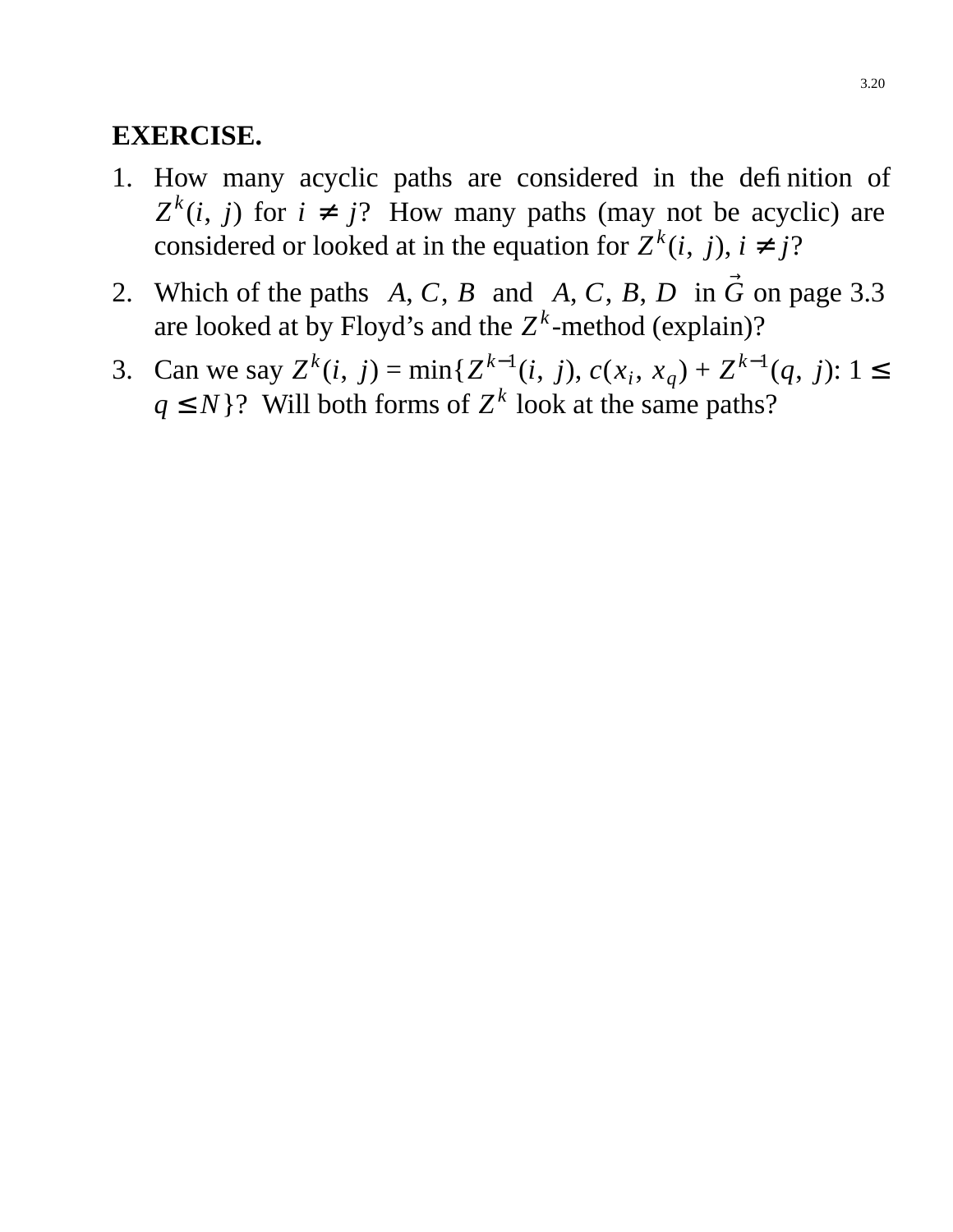**EXERCISE.**

1. How many acyclic paths are considered in the definition of $Z^k(i, j)$ for $i \neq j$? How many paths (may not be acyclic) are considered or looked at in the equation for $Z^k(i, j)$, $i \neq j$?

2. Which of the paths $\langle A, C, B \rangle$ and $\langle A, C, B, D \rangle$ in $\vec{G}$ on page 3.3 are looked at by Floyd's and the $Z^k$-method (explain)?

3. Can we say $Z^k(i, j) = \min\{Z^{k-1}(i, j), c(x_i, x_q) + Z^{k-1}(q, j): 1 \leq q \leq N\}$? Will both forms of $Z^k$ look at the same paths?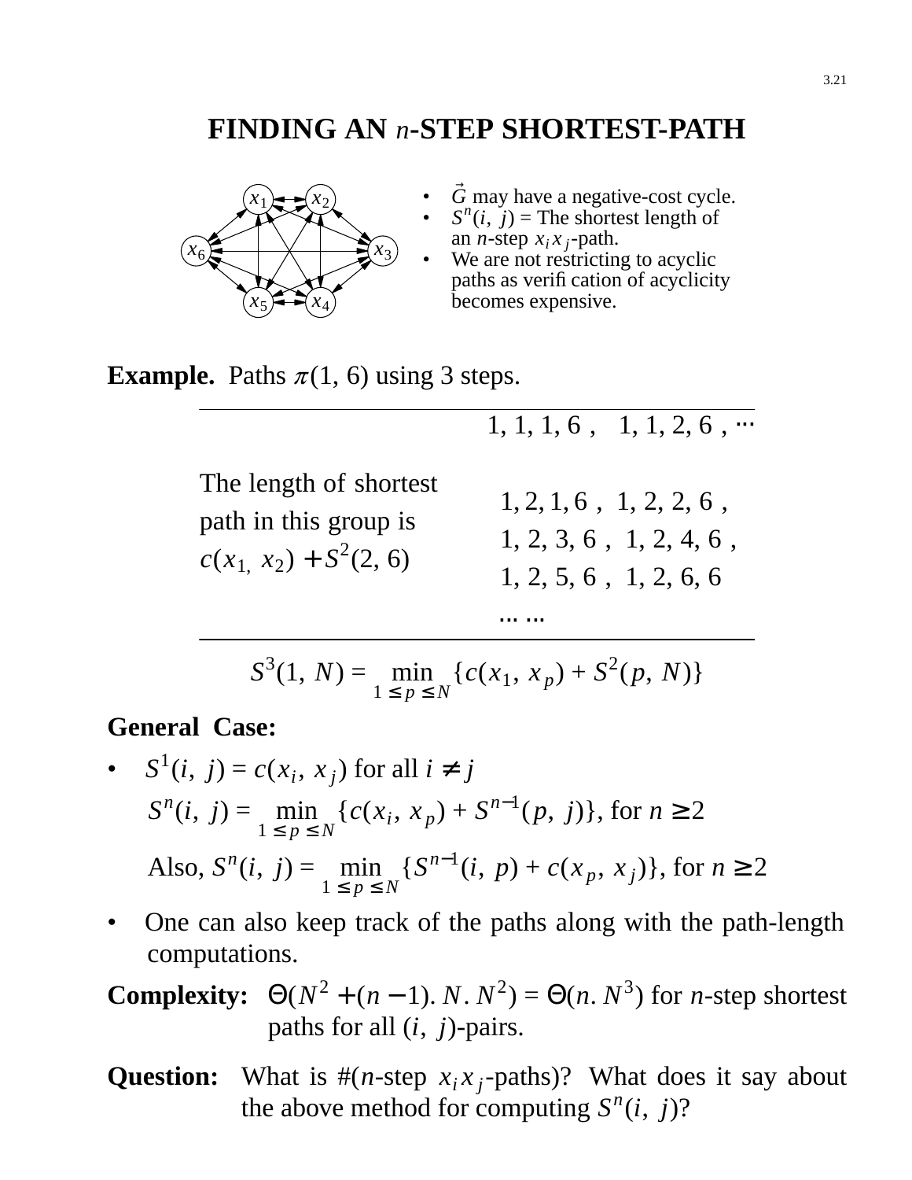# FINDING AN $n$-STEP SHORTEST-PATH

- $\vec{G}$ may have a negative-cost cycle.
- $S^n(i, j)$ = The shortest length of an $n$-step $x_i x_j$-path.
- We are not restricting to acyclic paths as verification of acyclicity becomes expensive.

**Example.** Paths $\pi(1, 6)$ using 3 steps.

| | |
|---|---|
| | ⟨1, 1, 1, 6⟩, ⟨1, 1, 2, 6⟩, ⋯ |
| The length of shortest path in this group is $c(x_1, x_2) + S^2(2, 6)$ | ⟨1, 2, 1, 6⟩, ⟨1, 2, 2, 6⟩, ⟨1, 2, 3, 6⟩, ⟨1, 2, 4, 6⟩, ⟨1, 2, 5, 6⟩, ⟨1, 2, 6, 6⟩ ⋯ ⋯ |

$$S^3(1, N) = \min_{1 \le p \le N} \{c(x_1, x_p) + S^2(p, N)\}$$

**General Case:**

- $S^1(i, j) = c(x_i, x_j)$ for all $i \ne j$

  $S^n(i, j) = \min_{1 \le p \le N} \{c(x_i, x_p) + S^{n-1}(p, j)\}$, for $n \ge 2$

  Also, $S^n(i, j) = \min_{1 \le p \le N} \{S^{n-1}(i, p) + c(x_p, x_j)\}$, for $n \ge 2$

- One can also keep track of the paths along with the path-length computations.

**Complexity:** $\Theta(N^2 + (n-1).\, N.\, N^2) = \Theta(n.\, N^3)$ for $n$-step shortest paths for all $(i, j)$-pairs.

**Question:** What is #($n$-step $x_i x_j$-paths)? What does it say about the above method for computing $S^n(i, j)$?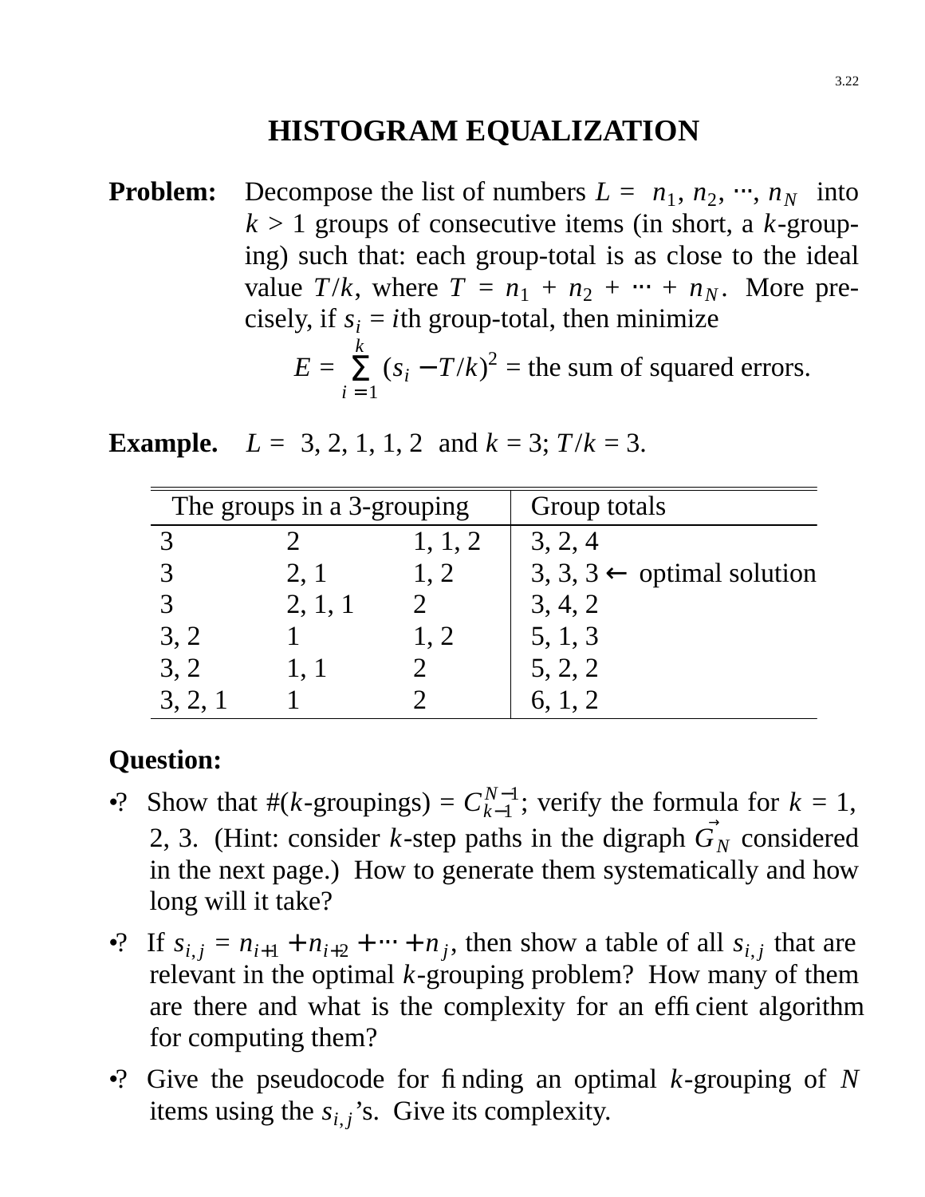# HISTOGRAM EQUALIZATION

**Problem:** Decompose the list of numbers $L = \langle n_1, n_2, \cdots, n_N \rangle$ into $k > 1$ groups of consecutive items (in short, a $k$-grouping) such that: each group-total is as close to the ideal value $T/k$, where $T = n_1 + n_2 + \cdots + n_N$. More precisely, if $s_i$ = $i$th group-total, then minimize

$$E = \sum_{i=1}^{k} (s_i - T/k)^2 = \text{the sum of squared errors.}$$

**Example.** $L = \langle 3, 2, 1, 1, 2 \rangle$ and $k = 3$; $T/k = 3$.

| The groups in a 3-grouping | | | Group totals |
|---|---|---|---|
| 3 | 2 | 1, 1, 2 | 3, 2, 4 |
| 3 | 2, 1 | 1, 2 | 3, 3, 3 ← optimal solution |
| 3 | 2, 1, 1 | 2 | 3, 4, 2 |
| 3, 2 | 1 | 1, 2 | 5, 1, 3 |
| 3, 2 | 1, 1 | 2 | 5, 2, 2 |
| 3, 2, 1 | 1 | 2 | 6, 1, 2 |

**Question:**

- •? Show that #($k$-groupings) = $C^{N-1}_{k-1}$; verify the formula for $k$ = 1, 2, 3. (Hint: consider $k$-step paths in the digraph $\vec{G}_N$ considered in the next page.) How to generate them systematically and how long will it take?
- •? If $s_{i,j} = n_{i+1} + n_{i+2} + \cdots + n_j$, then show a table of all $s_{i,j}$ that are relevant in the optimal $k$-grouping problem? How many of them are there and what is the complexity for an efficient algorithm for computing them?
- •? Give the pseudocode for finding an optimal $k$-grouping of $N$ items using the $s_{i,j}$'s. Give its complexity.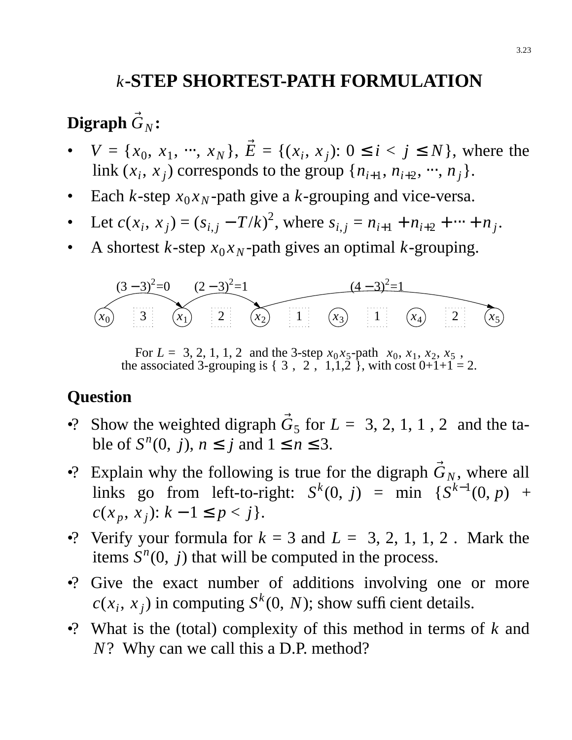# $k$-STEP SHORTEST-PATH FORMULATION

**Digraph $\vec{G}_N$:**

- $V = \{x_0, x_1, \cdots, x_N\}$, $\vec{E} = \{(x_i, x_j): 0 \le i < j \le N\}$, where the link $(x_i, x_j)$ corresponds to the group $\{n_{i+1}, n_{i+2}, \cdots, n_j\}$.
- Each $k$-step $x_0 x_N$-path give a $k$-grouping and vice-versa.
- Let $c(x_i, x_j) = (s_{i,j} - T/k)^2$, where $s_{i,j} = n_{i+1} + n_{i+2} + \cdots + n_j$.
- A shortest $k$-step $x_0 x_N$-path gives an optimal $k$-grouping.

$(3-3)^2=0$ $\quad (2-3)^2=1$ $\quad (4-3)^2=1$

$x_0$ 3 $x_1$ 2 $x_2$ 1 $x_3$ 1 $x_4$ 2 $x_5$

For $L = \langle 3, 2, 1, 1, 2 \rangle$ and the 3-step $x_0 x_5$-path $\langle x_0, x_1, x_2, x_5 \rangle$, the associated 3-grouping is $\{\langle 3 \rangle, \langle 2 \rangle, \langle 1,1,2 \rangle\}$, with cost 0+1+1 = 2.

**Question**

- ? Show the weighted digraph $\vec{G}_5$ for $L = \langle 3, 2, 1, 1, 2 \rangle$ and the table of $S^n(0, j)$, $n \le j$ and $1 \le n \le 3$.
- ? Explain why the following is true for the digraph $\vec{G}_N$, where all links go from left-to-right: $S^k(0, j) = \min \{S^{k-1}(0, p) + c(x_p, x_j): k-1 \le p < j\}$.
- ? Verify your formula for $k = 3$ and $L = \langle 3, 2, 1, 1, 2 \rangle$. Mark the items $S^n(0, j)$ that will be computed in the process.
- ? Give the exact number of additions involving one or more $c(x_i, x_j)$ in computing $S^k(0, N)$; show sufficient details.
- ? What is the (total) complexity of this method in terms of $k$ and $N$? Why can we call this a D.P. method?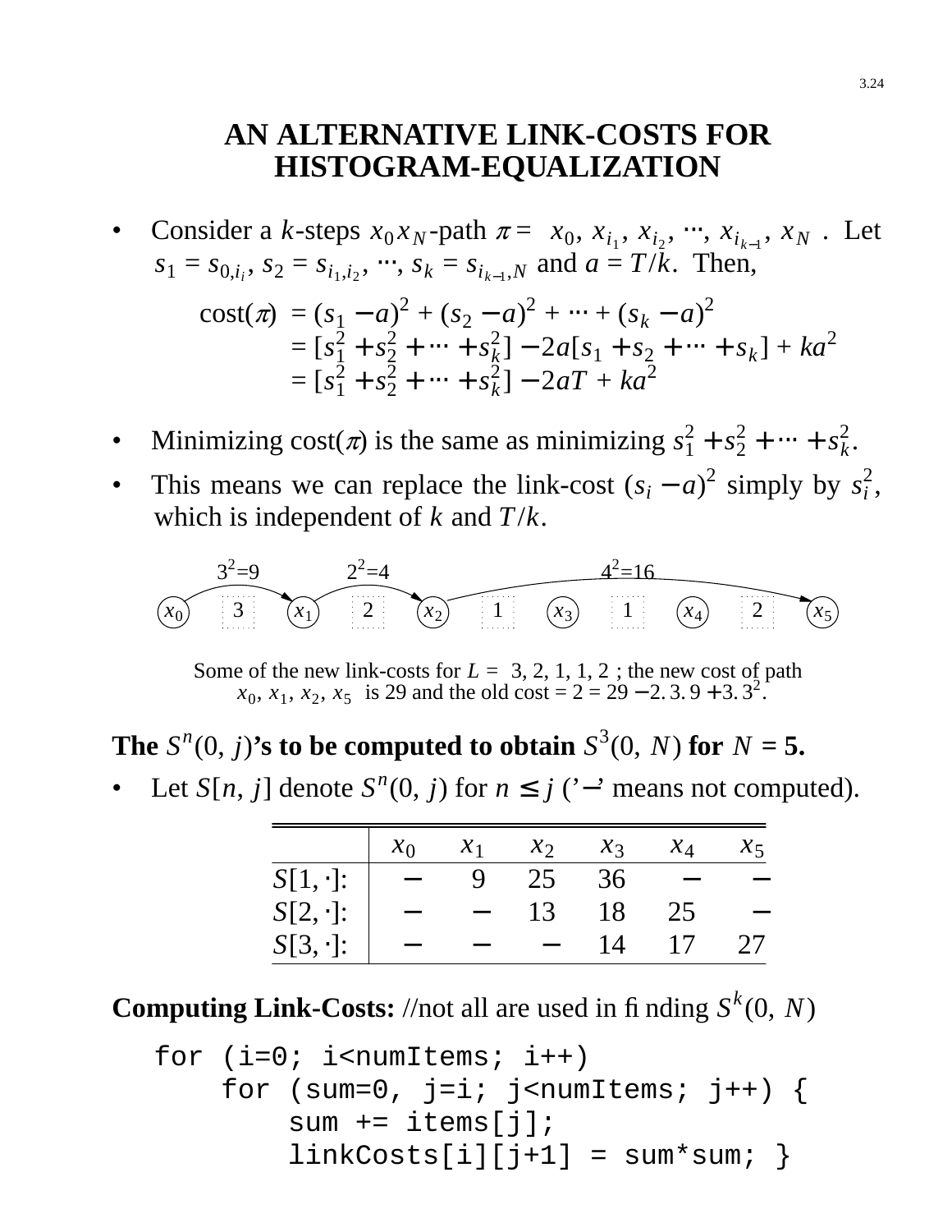# AN ALTERNATIVE LINK-COSTS FOR HISTOGRAM-EQUALIZATION

- Consider a $k$-steps $x_0 x_N$-path $\pi = \langle x_0, x_{i_1}, x_{i_2}, \cdots, x_{i_{k-1}}, x_N \rangle$. Let $s_1 = s_{0,i_i}$, $s_2 = s_{i_1,i_2}$, $\cdots$, $s_k = s_{i_{k-1},N}$ and $a = T/k$. Then,

$$
\begin{aligned}
\text{cost}(\pi) &= (s_1 - a)^2 + (s_2 - a)^2 + \cdots + (s_k - a)^2 \\
&= [s_1^2 + s_2^2 + \cdots + s_k^2] - 2a[s_1 + s_2 + \cdots + s_k] + ka^2 \\
&= [s_1^2 + s_2^2 + \cdots + s_k^2] - 2aT + ka^2
\end{aligned}
$$

- Minimizing cost($\pi$) is the same as minimizing $s_1^2 + s_2^2 + \cdots + s_k^2$.
- This means we can replace the link-cost $(s_i - a)^2$ simply by $s_i^2$, which is independent of $k$ and $T/k$.

$3^2$=9  $2^2$=4  $4^2$=16

$x_0$ [3] $x_1$ [2] $x_2$ [1] $x_3$ [1] $x_4$ [2] $x_5$

Some of the new link-costs for $L = \langle 3, 2, 1, 1, 2 \rangle$; the new cost of path $\langle x_0, x_1, x_2, x_5 \rangle$ is 29 and the old cost = 2 = 29 − 2. 3. 9 + 3. $3^2$.

**The $S^n(0, j)$'s to be computed to obtain $S^3(0, N)$ for $N = 5$.**

- Let $S[n, j]$ denote $S^n(0, j)$ for $n \le j$ ('−' means not computed).

| | $x_0$ | $x_1$ | $x_2$ | $x_3$ | $x_4$ | $x_5$ |
|---|---|---|---|---|---|---|
| $S[1, \cdot]$: | − | 9 | 25 | 36 | − | − |
| $S[2, \cdot]$: | − | − | 13 | 18 | 25 | − |
| $S[3, \cdot]$: | − | − | − | 14 | 17 | 27 |

**Computing Link-Costs:** //not all are used in finding $S^k(0, N)$

```
for (i=0; i<numItems; i++)
    for (sum=0, j=i; j<numItems; j++) {
        sum += items[j];
        linkCosts[i][j+1] = sum*sum; }
```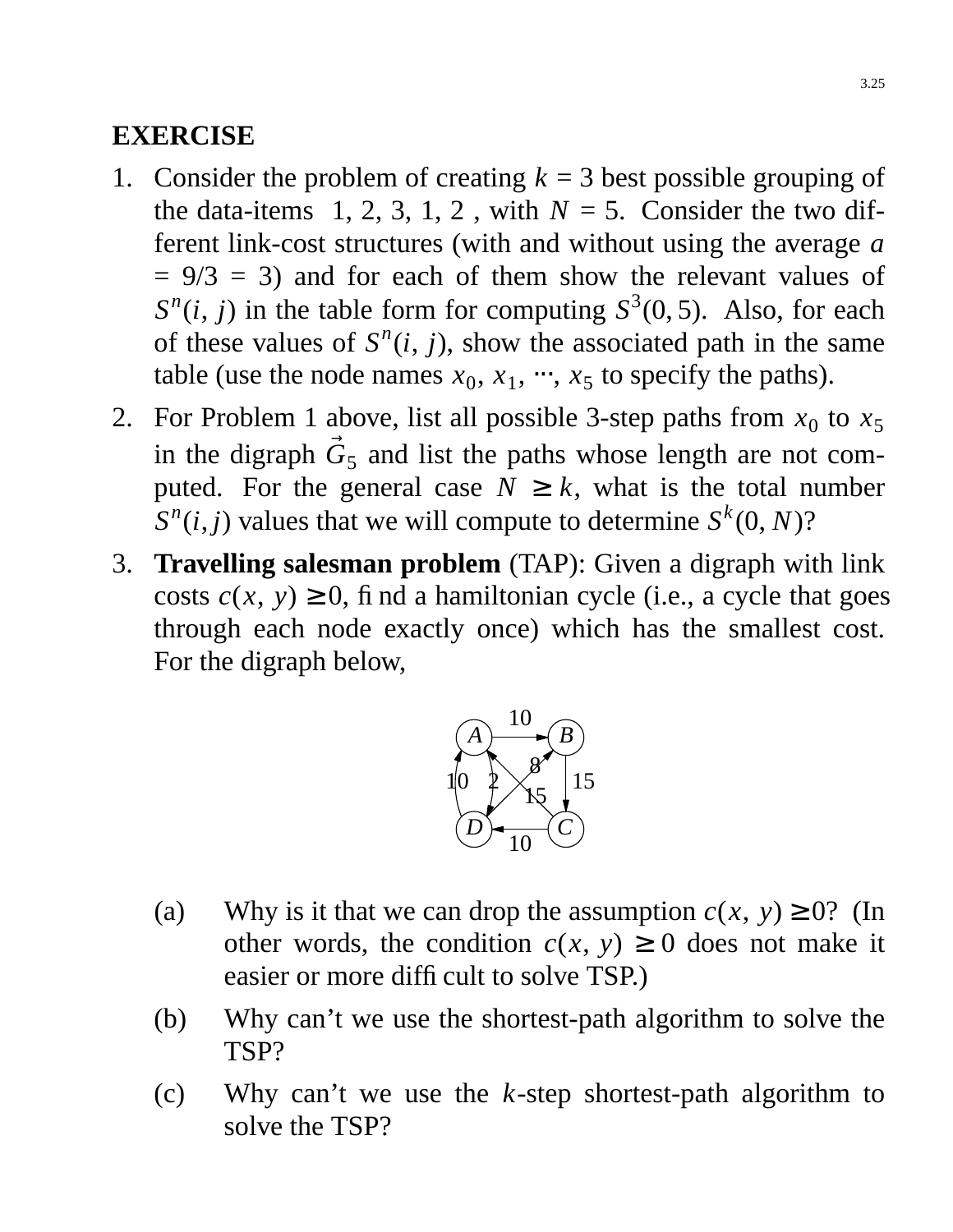## EXERCISE

1. Consider the problem of creating $k = 3$ best possible grouping of the data-items 1, 2, 3, 1, 2 , with $N = 5$. Consider the two different link-cost structures (with and without using the average $a = 9/3 = 3$) and for each of them show the relevant values of $S^n(i, j)$ in the table form for computing $S^3(0, 5)$. Also, for each of these values of $S^n(i, j)$, show the associated path in the same table (use the node names $x_0, x_1, \cdots, x_5$ to specify the paths).

2. For Problem 1 above, list all possible 3-step paths from $x_0$ to $x_5$ in the digraph $\vec{G}_5$ and list the paths whose length are not computed. For the general case $N \geq k$, what is the total number $S^n(i,j)$ values that we will compute to determine $S^k(0, N)$?

3. **Travelling salesman problem** (TAP): Given a digraph with link costs $c(x, y) \geq 0$, find a hamiltonian cycle (i.e., a cycle that goes through each node exactly once) which has the smallest cost. For the digraph below,

   (a) Why is it that we can drop the assumption $c(x, y) \geq 0$? (In other words, the condition $c(x, y) \geq 0$ does not make it easier or more difficult to solve TSP.)

   (b) Why can't we use the shortest-path algorithm to solve the TSP?

   (c) Why can't we use the $k$-step shortest-path algorithm to solve the TSP?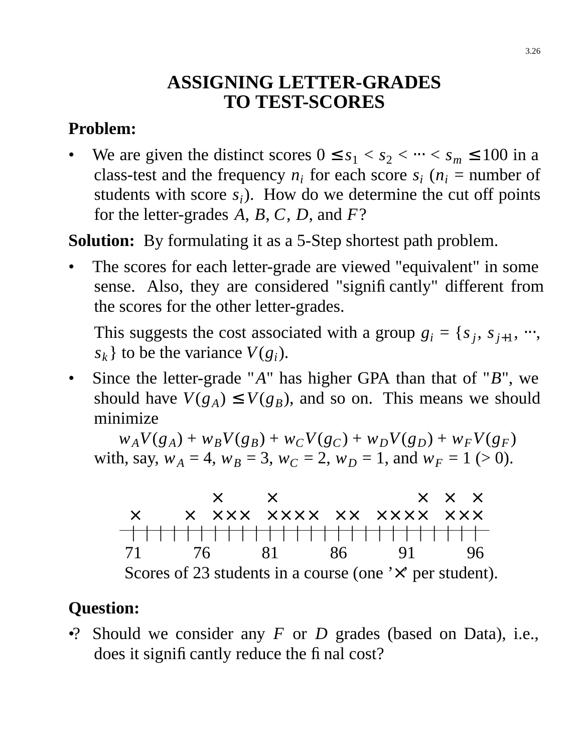# ASSIGNING LETTER-GRADES TO TEST-SCORES

**Problem:**

- We are given the distinct scores $0 \le s_1 < s_2 < \cdots < s_m \le 100$ in a class-test and the frequency $n_i$ for each score $s_i$ ($n_i$ = number of students with score $s_i$). How do we determine the cut off points for the letter-grades $A$, $B$, $C$, $D$, and $F$?

**Solution:** By formulating it as a 5-Step shortest path problem.

- The scores for each letter-grade are viewed "equivalent" in some sense. Also, they are considered "significantly" different from the scores for the other letter-grades.

  This suggests the cost associated with a group $g_i = \{s_j, s_{j+1}, \cdots, s_k\}$ to be the variance $V(g_i)$.

- Since the letter-grade "$A$" has higher GPA than that of "$B$", we should have $V(g_A) \le V(g_B)$, and so on. This means we should minimize

  $$w_A V(g_A) + w_B V(g_B) + w_C V(g_C) + w_D V(g_D) + w_F V(g_F)$$

  with, say, $w_A = 4$, $w_B = 3$, $w_C = 2$, $w_D = 1$, and $w_F = 1$ (> 0).

```
              ×       ×                  ×   ×   ×
  ×       ×   ×××   ××××   ××   ××××   ×××
─┼─┼─┼─┼─┼─┼─┼─┼─┼─┼─┼─┼─┼─┼─┼─┼─┼─┼─┼─┼─┼─┼─┼─┼─┼─┼─
 71        76        81        86        91        96
```

Scores of 23 students in a course (one '×' per student).

**Question:**

- ? Should we consider any $F$ or $D$ grades (based on Data), i.e., does it significantly reduce the final cost?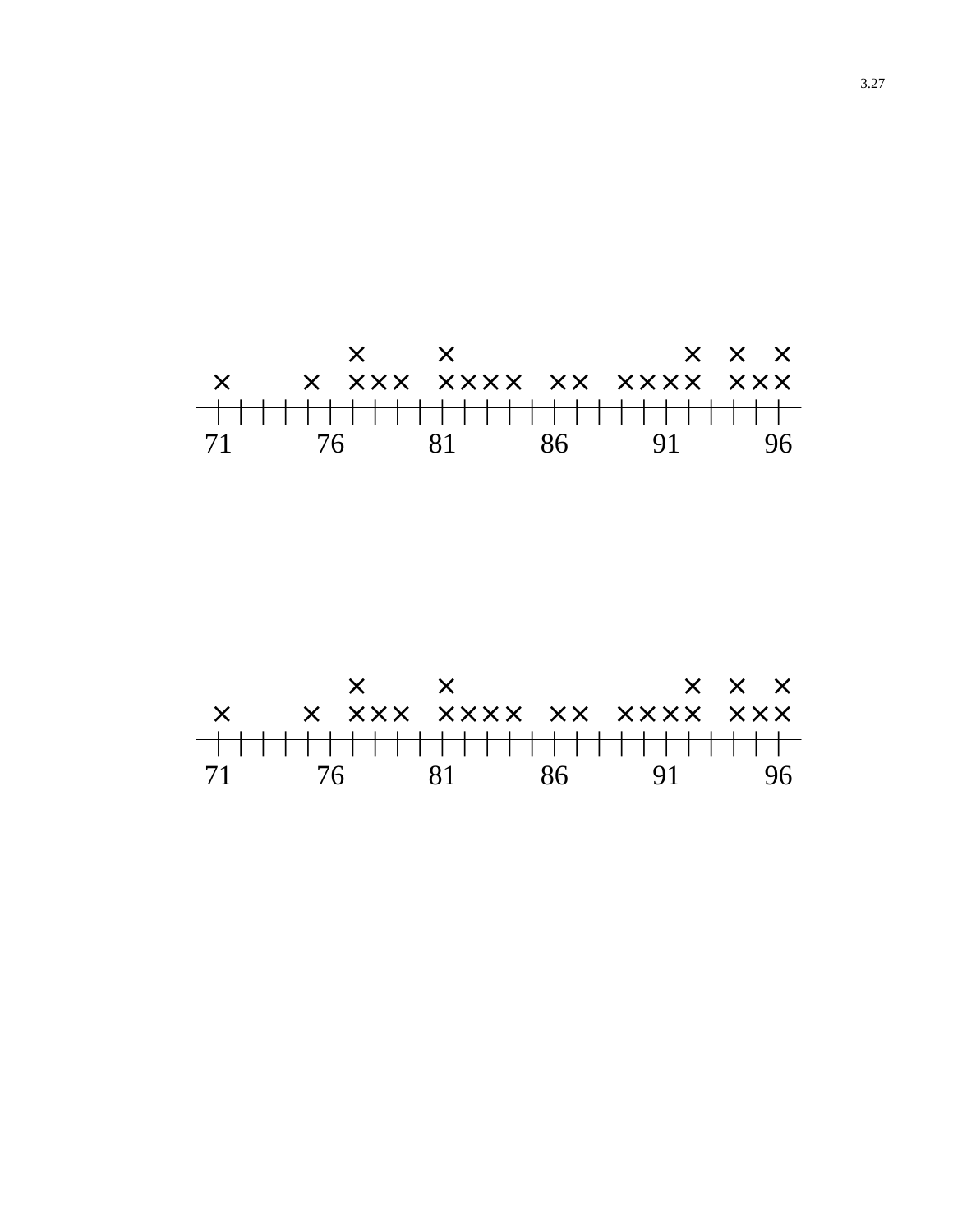71 76 81 86 91 96

71 76 81 86 91 96